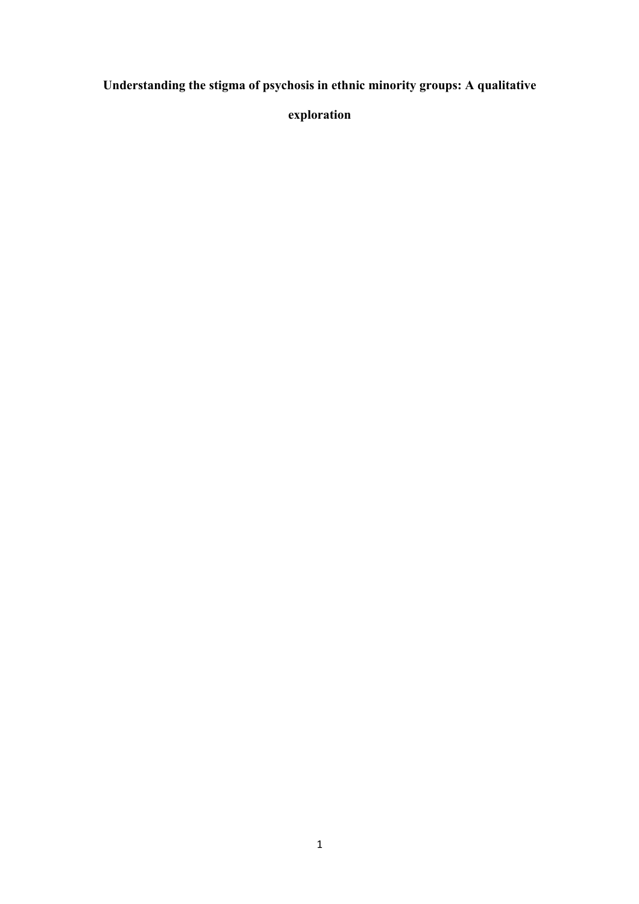# Understanding the stigma of psychosis in ethnic minority groups: A qualitative exploration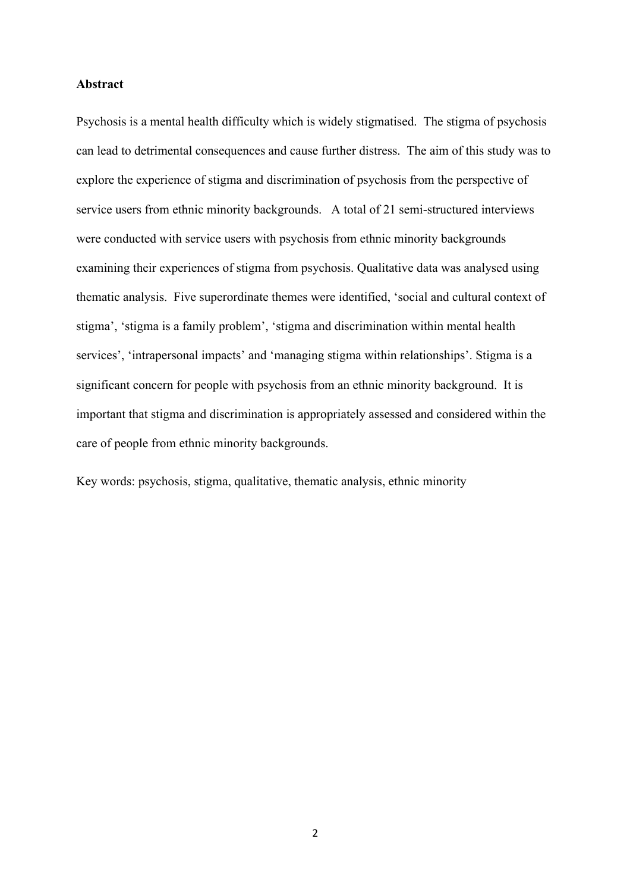**Abstract**

Psychosis is a mental health difficulty which is widely stigmatised. The stigma of psychosis can lead to detrimental consequences and cause further distress. The aim of this study was to explore the experience of stigma and discrimination of psychosis from the perspective of service users from ethnic minority backgrounds. A total of 21 semi-structured interviews were conducted with service users with psychosis from ethnic minority backgrounds examining their experiences of stigma from psychosis. Qualitative data was analysed using thematic analysis. Five superordinate themes were identified, 'social and cultural context of stigma', 'stigma is a family problem', 'stigma and discrimination within mental health services', 'intrapersonal impacts' and 'managing stigma within relationships'. Stigma is a significant concern for people with psychosis from an ethnic minority background. It is important that stigma and discrimination is appropriately assessed and considered within the care of people from ethnic minority backgrounds.

Key words: psychosis, stigma, qualitative, thematic analysis, ethnic minority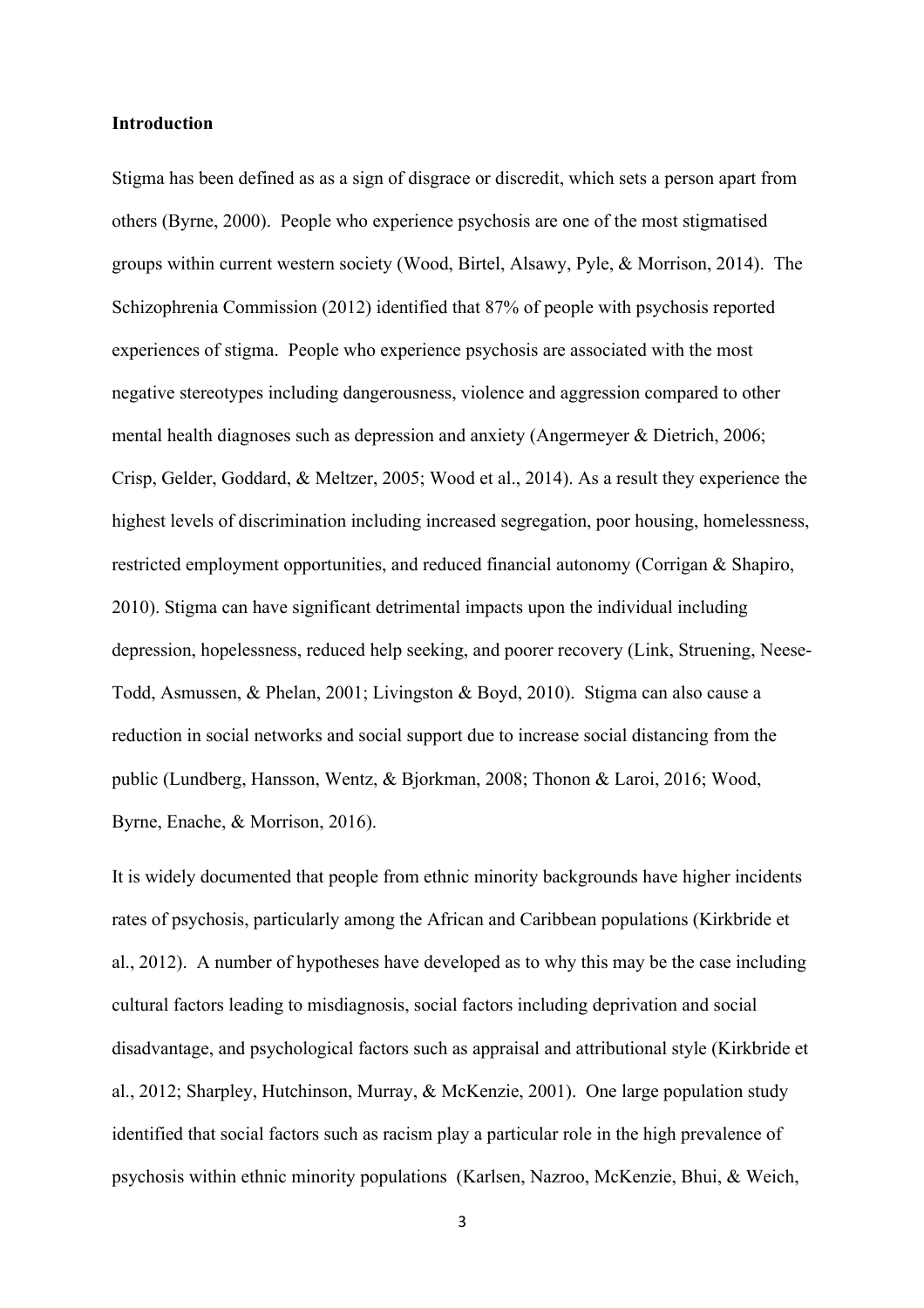**Introduction**

Stigma has been defined as as a sign of disgrace or discredit, which sets a person apart from others (Byrne, 2000). People who experience psychosis are one of the most stigmatised groups within current western society (Wood, Birtel, Alsawy, Pyle, & Morrison, 2014). The Schizophrenia Commission (2012) identified that 87% of people with psychosis reported experiences of stigma. People who experience psychosis are associated with the most negative stereotypes including dangerousness, violence and aggression compared to other mental health diagnoses such as depression and anxiety (Angermeyer & Dietrich, 2006; Crisp, Gelder, Goddard, & Meltzer, 2005; Wood et al., 2014). As a result they experience the highest levels of discrimination including increased segregation, poor housing, homelessness, restricted employment opportunities, and reduced financial autonomy (Corrigan & Shapiro, 2010). Stigma can have significant detrimental impacts upon the individual including depression, hopelessness, reduced help seeking, and poorer recovery (Link, Struening, Neese-Todd, Asmussen, & Phelan, 2001; Livingston & Boyd, 2010). Stigma can also cause a reduction in social networks and social support due to increase social distancing from the public (Lundberg, Hansson, Wentz, & Bjorkman, 2008; Thonon & Laroi, 2016; Wood, Byrne, Enache, & Morrison, 2016).

It is widely documented that people from ethnic minority backgrounds have higher incidents rates of psychosis, particularly among the African and Caribbean populations (Kirkbride et al., 2012). A number of hypotheses have developed as to why this may be the case including cultural factors leading to misdiagnosis, social factors including deprivation and social disadvantage, and psychological factors such as appraisal and attributional style (Kirkbride et al., 2012; Sharpley, Hutchinson, Murray, & McKenzie, 2001). One large population study identified that social factors such as racism play a particular role in the high prevalence of psychosis within ethnic minority populations (Karlsen, Nazroo, McKenzie, Bhui, & Weich,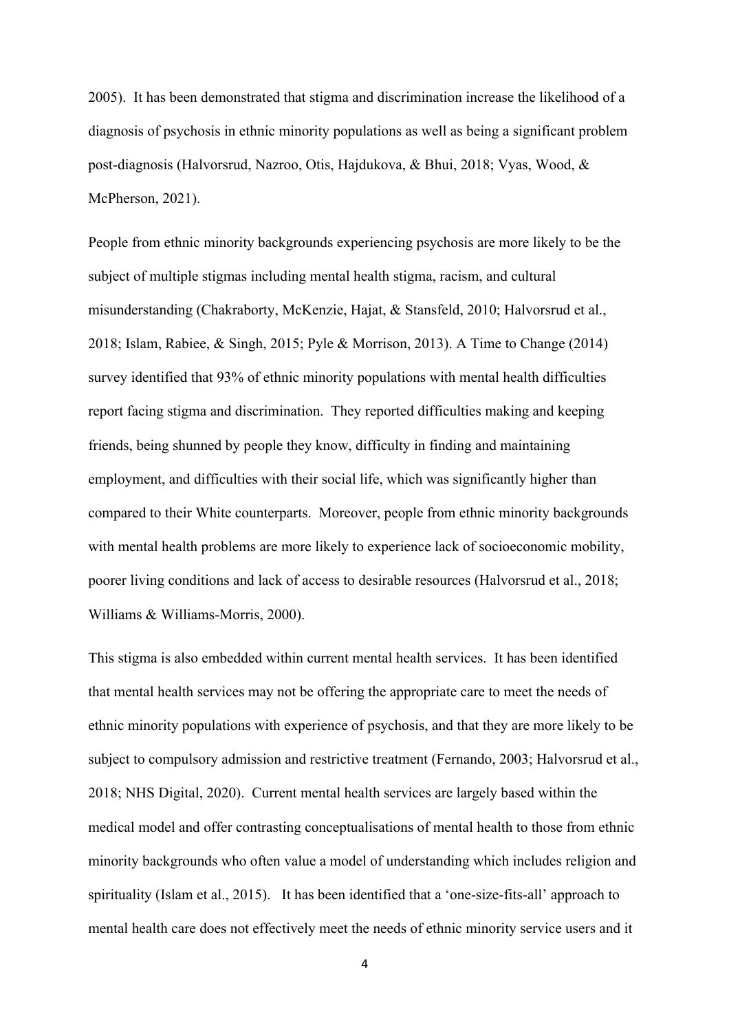2005). It has been demonstrated that stigma and discrimination increase the likelihood of a diagnosis of psychosis in ethnic minority populations as well as being a significant problem post-diagnosis (Halvorsrud, Nazroo, Otis, Hajdukova, & Bhui, 2018; Vyas, Wood, & McPherson, 2021).

People from ethnic minority backgrounds experiencing psychosis are more likely to be the subject of multiple stigmas including mental health stigma, racism, and cultural misunderstanding (Chakraborty, McKenzie, Hajat, & Stansfeld, 2010; Halvorsrud et al., 2018; Islam, Rabiee, & Singh, 2015; Pyle & Morrison, 2013). A Time to Change (2014) survey identified that 93% of ethnic minority populations with mental health difficulties report facing stigma and discrimination. They reported difficulties making and keeping friends, being shunned by people they know, difficulty in finding and maintaining employment, and difficulties with their social life, which was significantly higher than compared to their White counterparts. Moreover, people from ethnic minority backgrounds with mental health problems are more likely to experience lack of socioeconomic mobility, poorer living conditions and lack of access to desirable resources (Halvorsrud et al., 2018; Williams & Williams-Morris, 2000).

This stigma is also embedded within current mental health services. It has been identified that mental health services may not be offering the appropriate care to meet the needs of ethnic minority populations with experience of psychosis, and that they are more likely to be subject to compulsory admission and restrictive treatment (Fernando, 2003; Halvorsrud et al., 2018; NHS Digital, 2020). Current mental health services are largely based within the medical model and offer contrasting conceptualisations of mental health to those from ethnic minority backgrounds who often value a model of understanding which includes religion and spirituality (Islam et al., 2015). It has been identified that a 'one-size-fits-all' approach to mental health care does not effectively meet the needs of ethnic minority service users and it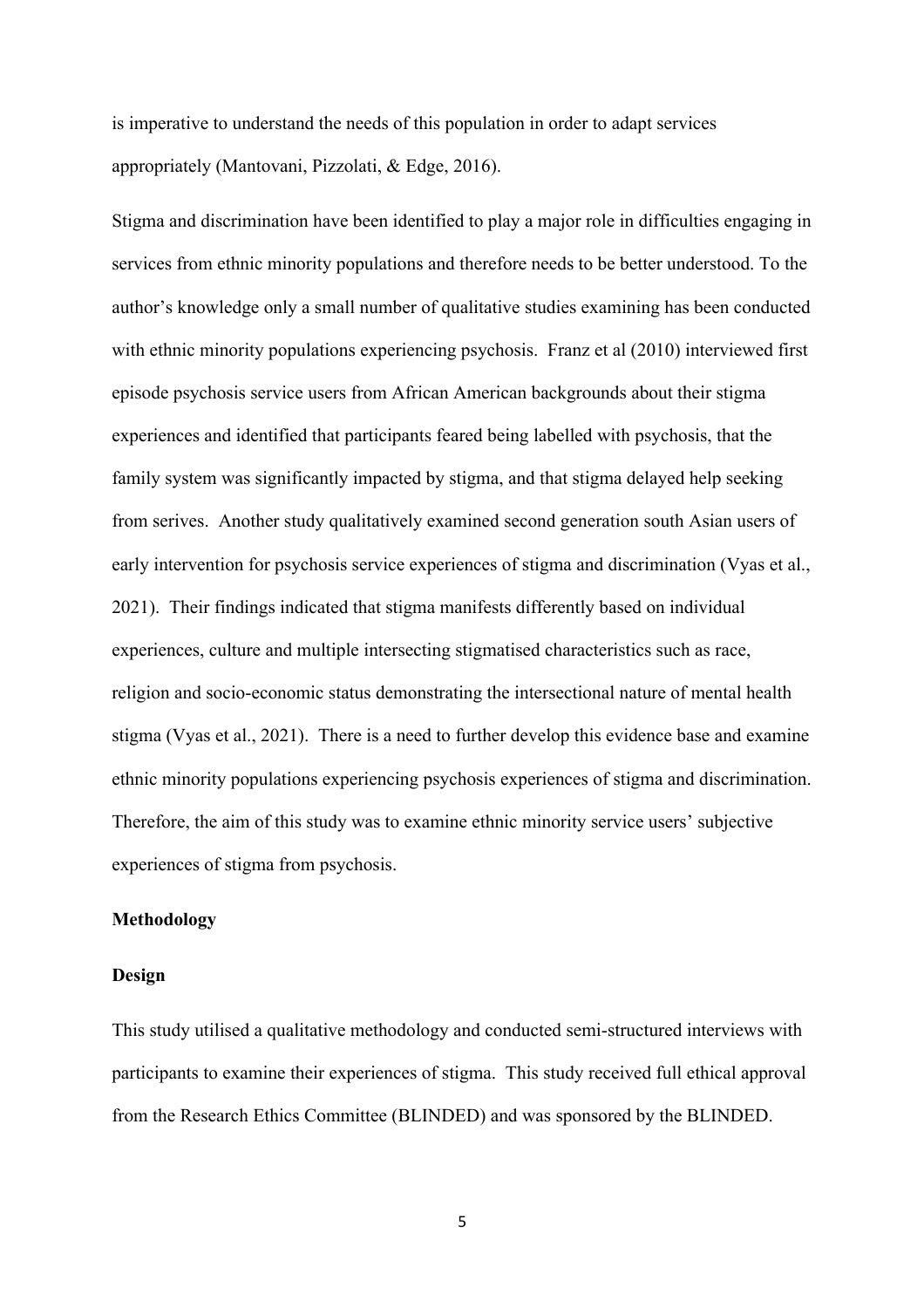is imperative to understand the needs of this population in order to adapt services appropriately (Mantovani, Pizzolati, & Edge, 2016).

Stigma and discrimination have been identified to play a major role in difficulties engaging in services from ethnic minority populations and therefore needs to be better understood. To the author's knowledge only a small number of qualitative studies examining has been conducted with ethnic minority populations experiencing psychosis. Franz et al (2010) interviewed first episode psychosis service users from African American backgrounds about their stigma experiences and identified that participants feared being labelled with psychosis, that the family system was significantly impacted by stigma, and that stigma delayed help seeking from serives. Another study qualitatively examined second generation south Asian users of early intervention for psychosis service experiences of stigma and discrimination (Vyas et al., 2021). Their findings indicated that stigma manifests differently based on individual experiences, culture and multiple intersecting stigmatised characteristics such as race, religion and socio-economic status demonstrating the intersectional nature of mental health stigma (Vyas et al., 2021). There is a need to further develop this evidence base and examine ethnic minority populations experiencing psychosis experiences of stigma and discrimination. Therefore, the aim of this study was to examine ethnic minority service users' subjective experiences of stigma from psychosis.

## Methodology

### Design

This study utilised a qualitative methodology and conducted semi-structured interviews with participants to examine their experiences of stigma. This study received full ethical approval from the Research Ethics Committee (BLINDED) and was sponsored by the BLINDED.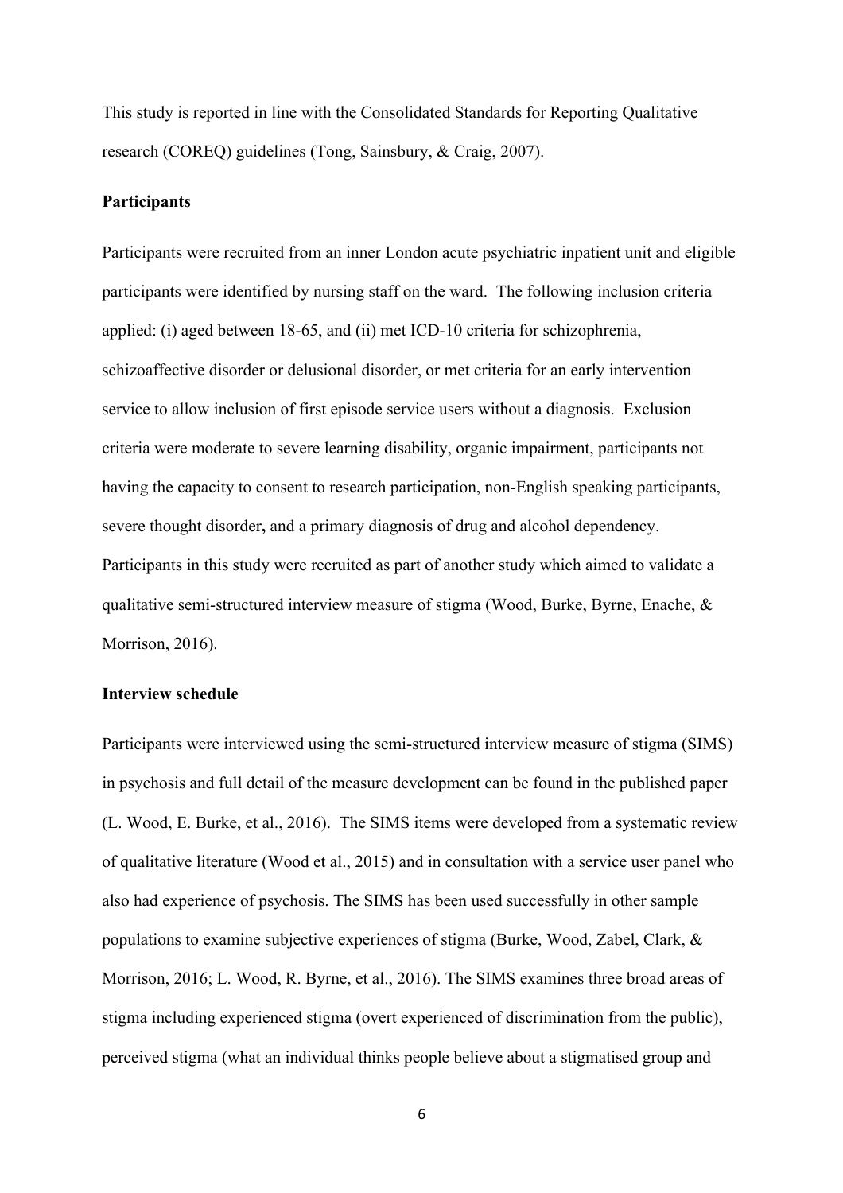This study is reported in line with the Consolidated Standards for Reporting Qualitative research (COREQ) guidelines (Tong, Sainsbury, & Craig, 2007).

**Participants**

Participants were recruited from an inner London acute psychiatric inpatient unit and eligible participants were identified by nursing staff on the ward. The following inclusion criteria applied: (i) aged between 18-65, and (ii) met ICD-10 criteria for schizophrenia, schizoaffective disorder or delusional disorder, or met criteria for an early intervention service to allow inclusion of first episode service users without a diagnosis. Exclusion criteria were moderate to severe learning disability, organic impairment, participants not having the capacity to consent to research participation, non-English speaking participants, severe thought disorder**,** and a primary diagnosis of drug and alcohol dependency. Participants in this study were recruited as part of another study which aimed to validate a qualitative semi-structured interview measure of stigma (Wood, Burke, Byrne, Enache, & Morrison, 2016).

**Interview schedule**

Participants were interviewed using the semi-structured interview measure of stigma (SIMS) in psychosis and full detail of the measure development can be found in the published paper (L. Wood, E. Burke, et al., 2016). The SIMS items were developed from a systematic review of qualitative literature (Wood et al., 2015) and in consultation with a service user panel who also had experience of psychosis. The SIMS has been used successfully in other sample populations to examine subjective experiences of stigma (Burke, Wood, Zabel, Clark, & Morrison, 2016; L. Wood, R. Byrne, et al., 2016). The SIMS examines three broad areas of stigma including experienced stigma (overt experienced of discrimination from the public), perceived stigma (what an individual thinks people believe about a stigmatised group and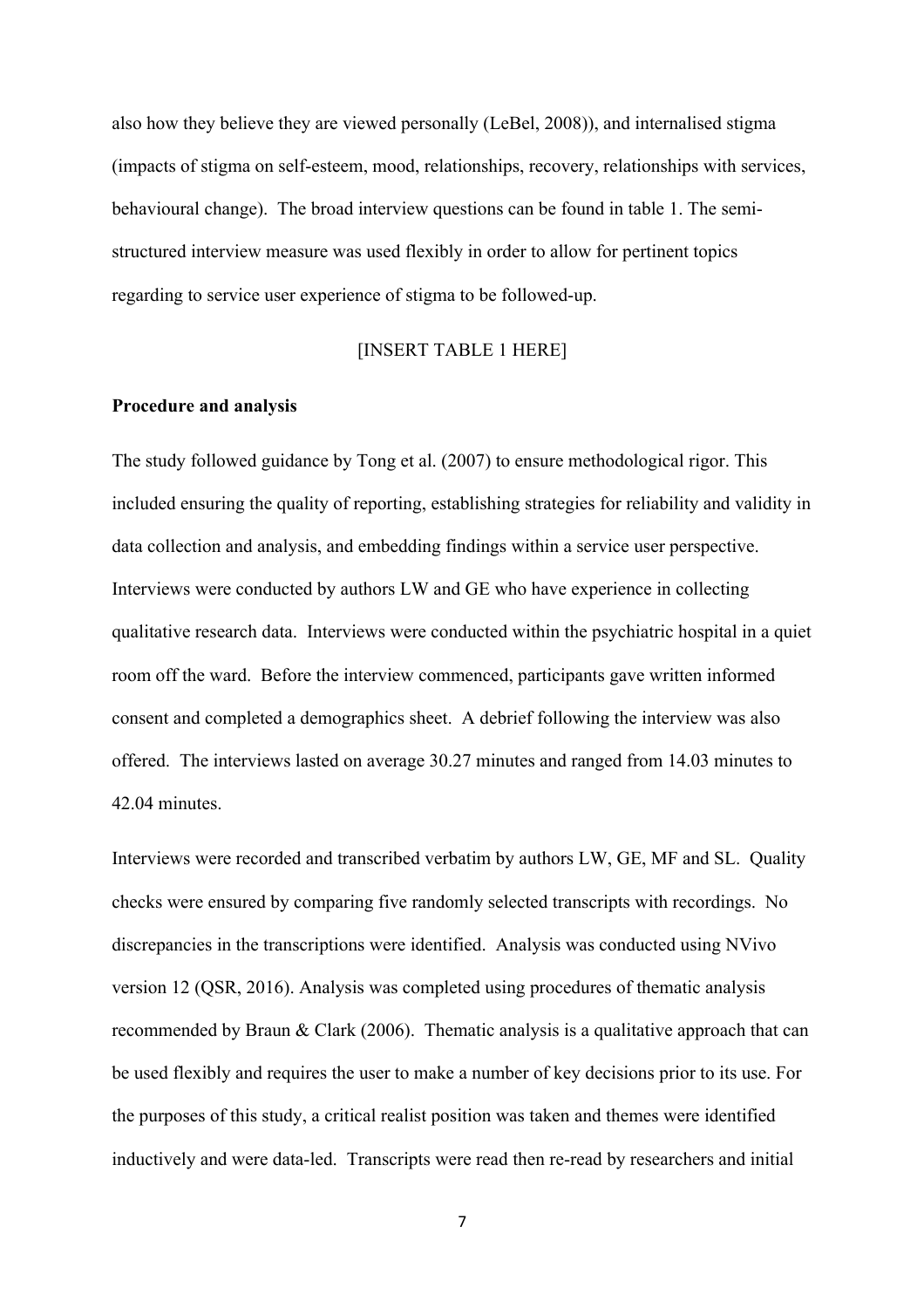also how they believe they are viewed personally (LeBel, 2008)), and internalised stigma (impacts of stigma on self-esteem, mood, relationships, recovery, relationships with services, behavioural change). The broad interview questions can be found in table 1. The semi-structured interview measure was used flexibly in order to allow for pertinent topics regarding to service user experience of stigma to be followed-up.

[INSERT TABLE 1 HERE]

**Procedure and analysis**

The study followed guidance by Tong et al. (2007) to ensure methodological rigor. This included ensuring the quality of reporting, establishing strategies for reliability and validity in data collection and analysis, and embedding findings within a service user perspective. Interviews were conducted by authors LW and GE who have experience in collecting qualitative research data. Interviews were conducted within the psychiatric hospital in a quiet room off the ward. Before the interview commenced, participants gave written informed consent and completed a demographics sheet. A debrief following the interview was also offered. The interviews lasted on average 30.27 minutes and ranged from 14.03 minutes to 42.04 minutes.

Interviews were recorded and transcribed verbatim by authors LW, GE, MF and SL. Quality checks were ensured by comparing five randomly selected transcripts with recordings. No discrepancies in the transcriptions were identified. Analysis was conducted using NVivo version 12 (QSR, 2016). Analysis was completed using procedures of thematic analysis recommended by Braun & Clark (2006). Thematic analysis is a qualitative approach that can be used flexibly and requires the user to make a number of key decisions prior to its use. For the purposes of this study, a critical realist position was taken and themes were identified inductively and were data-led. Transcripts were read then re-read by researchers and initial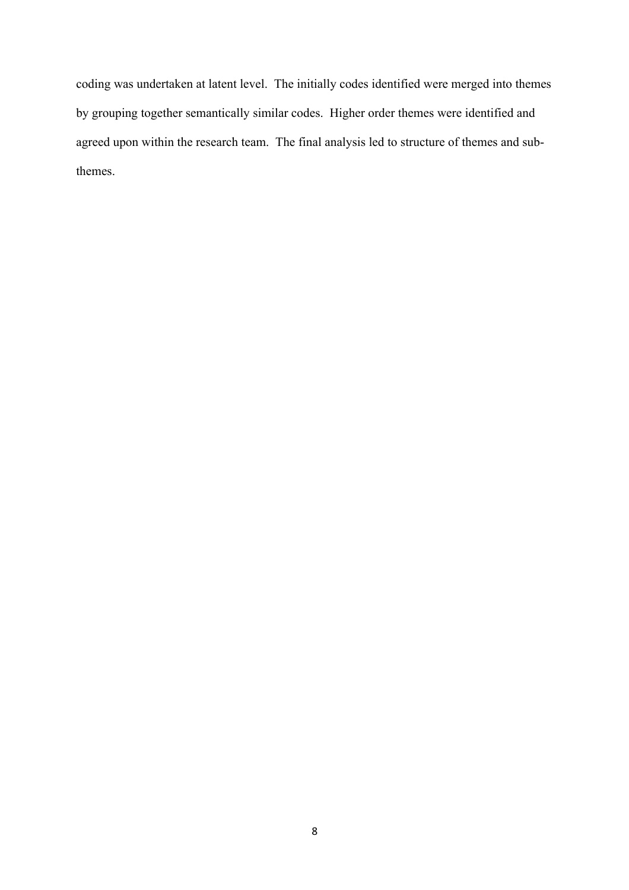coding was undertaken at latent level. The initially codes identified were merged into themes by grouping together semantically similar codes. Higher order themes were identified and agreed upon within the research team. The final analysis led to structure of themes and sub-themes.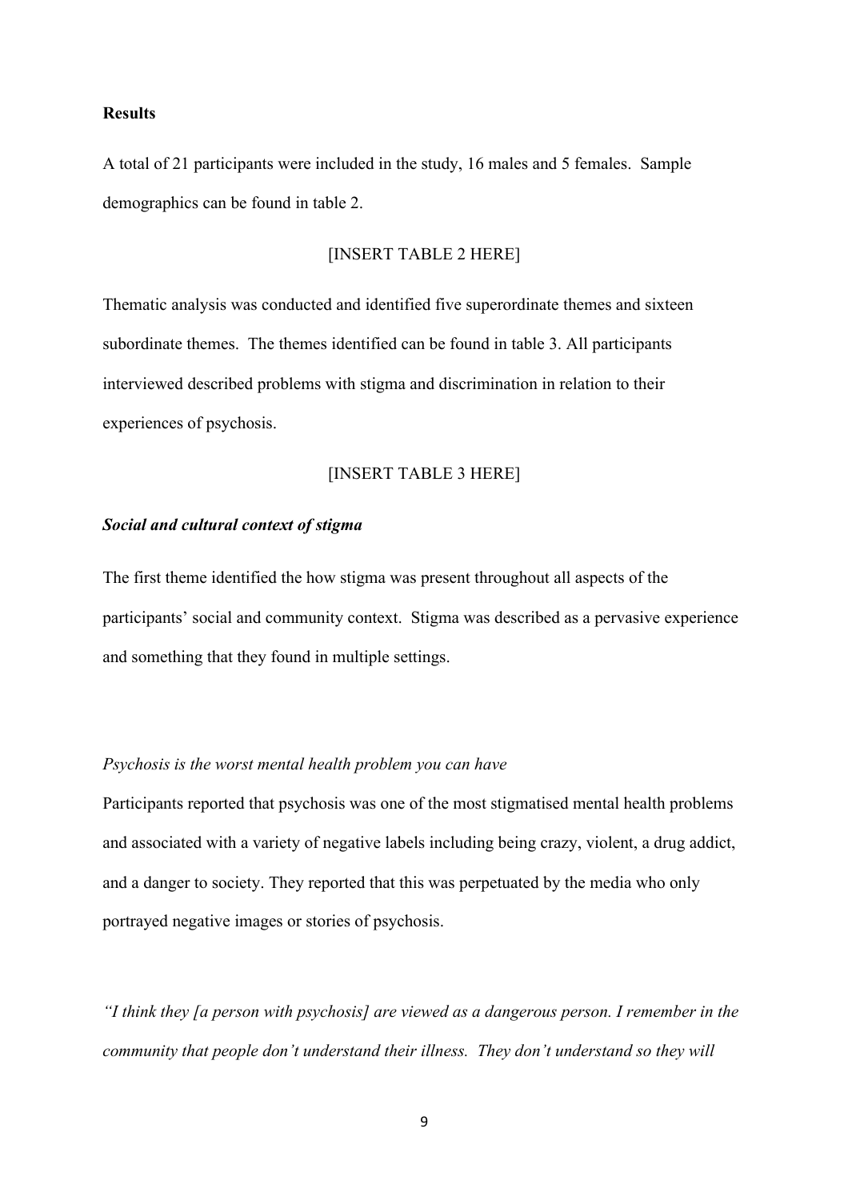**Results**

A total of 21 participants were included in the study, 16 males and 5 females. Sample demographics can be found in table 2.

[INSERT TABLE 2 HERE]

Thematic analysis was conducted and identified five superordinate themes and sixteen subordinate themes. The themes identified can be found in table 3. All participants interviewed described problems with stigma and discrimination in relation to their experiences of psychosis.

[INSERT TABLE 3 HERE]

***Social and cultural context of stigma***

The first theme identified the how stigma was present throughout all aspects of the participants' social and community context. Stigma was described as a pervasive experience and something that they found in multiple settings.

*Psychosis is the worst mental health problem you can have*

Participants reported that psychosis was one of the most stigmatised mental health problems and associated with a variety of negative labels including being crazy, violent, a drug addict, and a danger to society. They reported that this was perpetuated by the media who only portrayed negative images or stories of psychosis.

*"I think they [a person with psychosis] are viewed as a dangerous person. I remember in the community that people don't understand their illness. They don't understand so they will*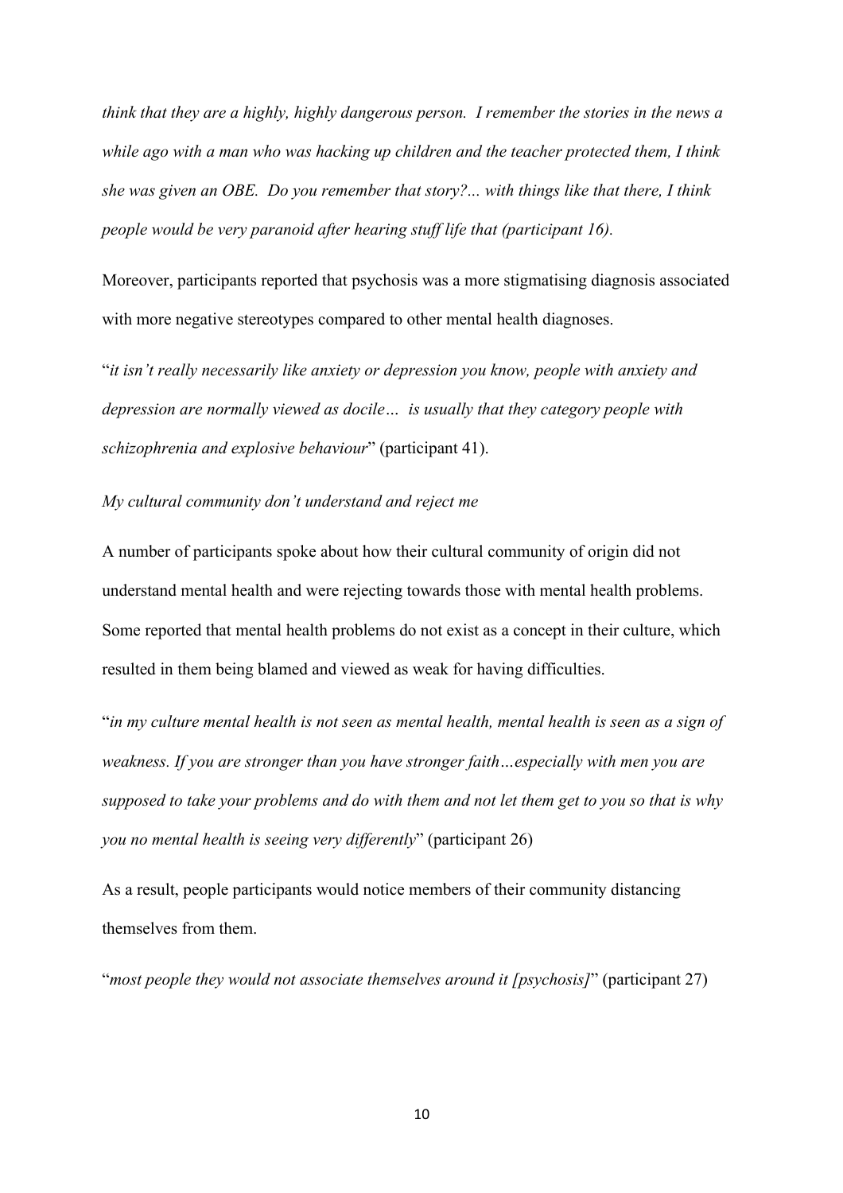*think that they are a highly, highly dangerous person. I remember the stories in the news a while ago with a man who was hacking up children and the teacher protected them, I think she was given an OBE. Do you remember that story?... with things like that there, I think people would be very paranoid after hearing stuff life that (participant 16).*

Moreover, participants reported that psychosis was a more stigmatising diagnosis associated with more negative stereotypes compared to other mental health diagnoses.

"*it isn't really necessarily like anxiety or depression you know, people with anxiety and depression are normally viewed as docile… is usually that they category people with schizophrenia and explosive behaviour*" (participant 41).

*My cultural community don't understand and reject me*

A number of participants spoke about how their cultural community of origin did not understand mental health and were rejecting towards those with mental health problems. Some reported that mental health problems do not exist as a concept in their culture, which resulted in them being blamed and viewed as weak for having difficulties.

"*in my culture mental health is not seen as mental health, mental health is seen as a sign of weakness. If you are stronger than you have stronger faith…especially with men you are supposed to take your problems and do with them and not let them get to you so that is why you no mental health is seeing very differently*" (participant 26)

As a result, people participants would notice members of their community distancing themselves from them.

"*most people they would not associate themselves around it [psychosis]*" (participant 27)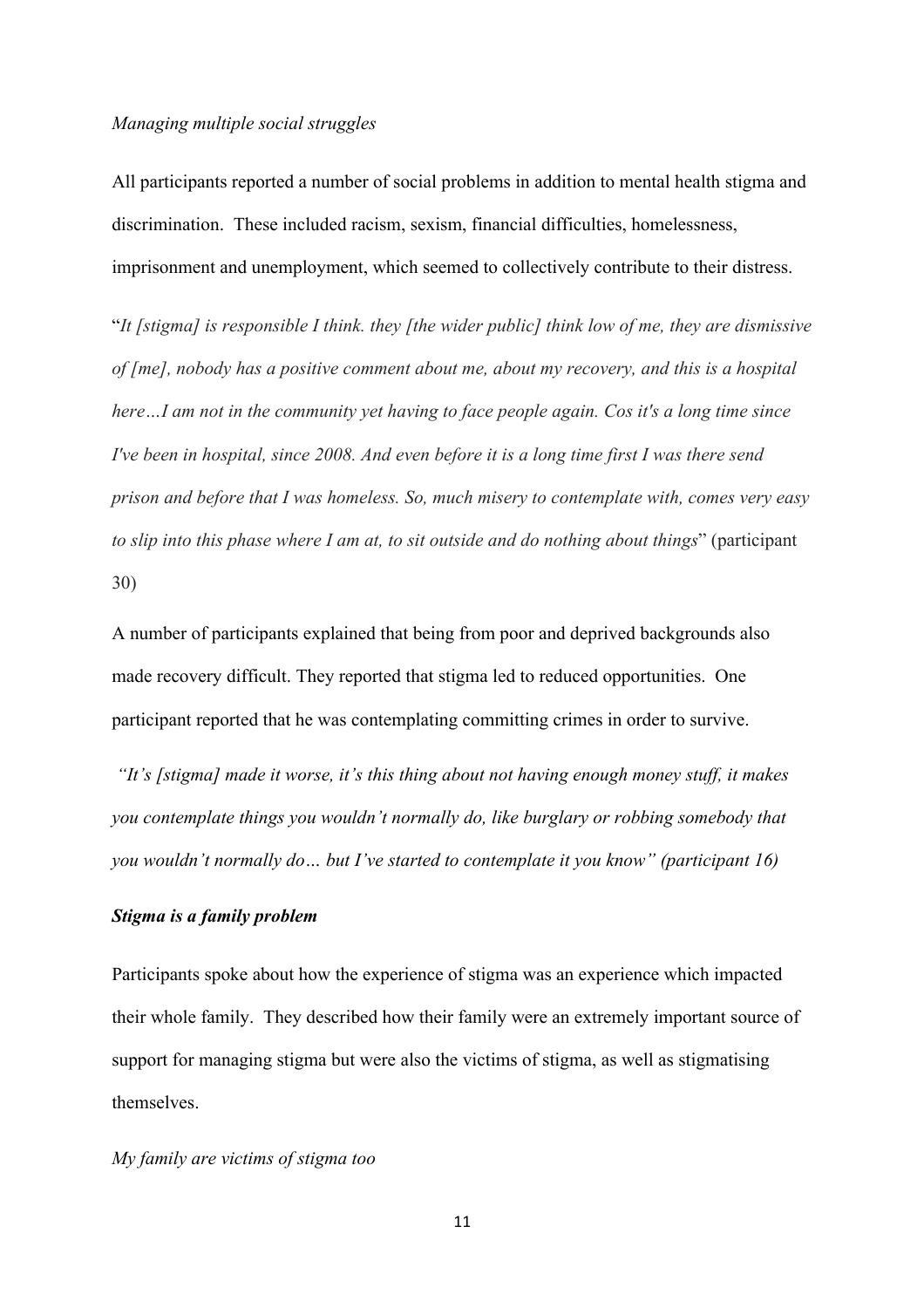*Managing multiple social struggles*

All participants reported a number of social problems in addition to mental health stigma and discrimination. These included racism, sexism, financial difficulties, homelessness, imprisonment and unemployment, which seemed to collectively contribute to their distress.

"*It [stigma] is responsible I think. they [the wider public] think low of me, they are dismissive of [me], nobody has a positive comment about me, about my recovery, and this is a hospital here…I am not in the community yet having to face people again. Cos it's a long time since I've been in hospital, since 2008. And even before it is a long time first I was there send prison and before that I was homeless. So, much misery to contemplate with, comes very easy to slip into this phase where I am at, to sit outside and do nothing about things*" (participant 30)

A number of participants explained that being from poor and deprived backgrounds also made recovery difficult. They reported that stigma led to reduced opportunities. One participant reported that he was contemplating committing crimes in order to survive.

*"It's [stigma] made it worse, it's this thing about not having enough money stuff, it makes you contemplate things you wouldn't normally do, like burglary or robbing somebody that you wouldn't normally do… but I've started to contemplate it you know" (participant 16)*

***Stigma is a family problem***

Participants spoke about how the experience of stigma was an experience which impacted their whole family. They described how their family were an extremely important source of support for managing stigma but were also the victims of stigma, as well as stigmatising themselves.

*My family are victims of stigma too*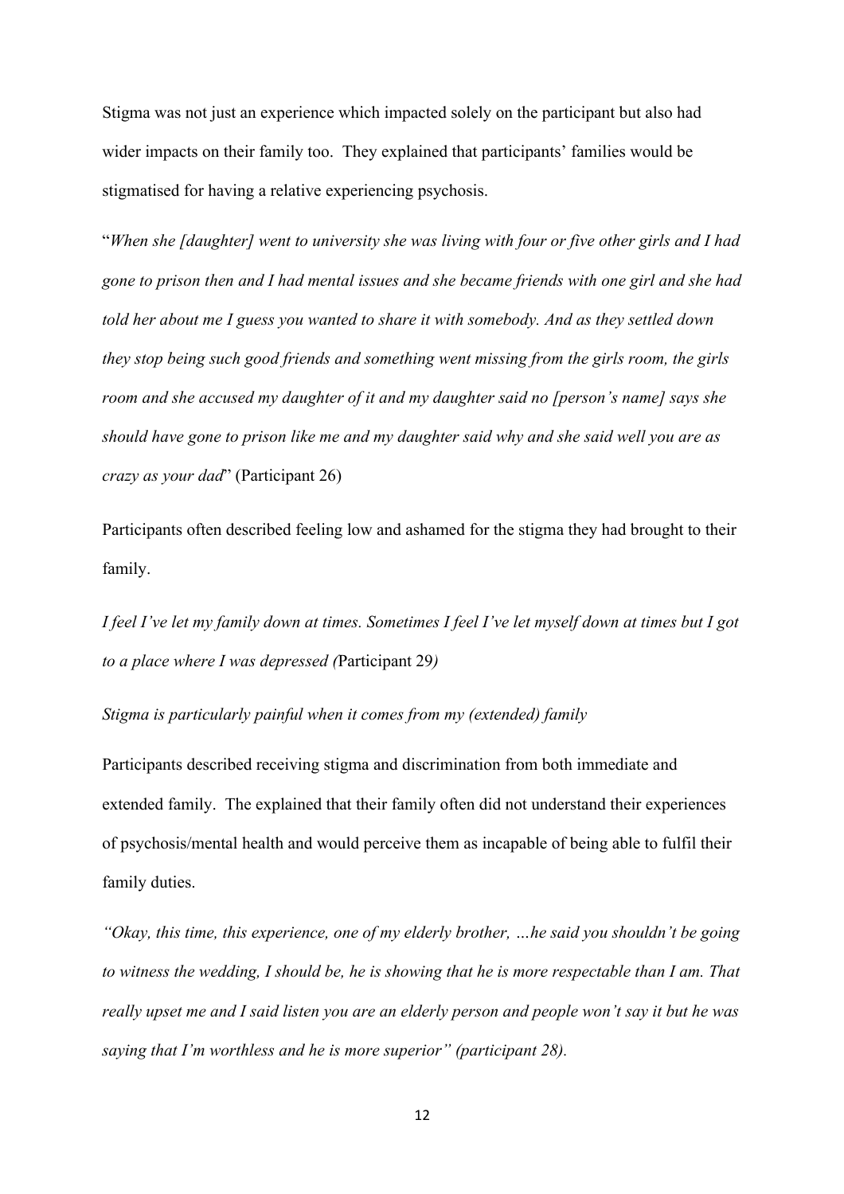Stigma was not just an experience which impacted solely on the participant but also had wider impacts on their family too. They explained that participants' families would be stigmatised for having a relative experiencing psychosis.

"*When she [daughter] went to university she was living with four or five other girls and I had gone to prison then and I had mental issues and she became friends with one girl and she had told her about me I guess you wanted to share it with somebody. And as they settled down they stop being such good friends and something went missing from the girls room, the girls room and she accused my daughter of it and my daughter said no [person's name] says she should have gone to prison like me and my daughter said why and she said well you are as crazy as your dad*" (Participant 26)

Participants often described feeling low and ashamed for the stigma they had brought to their family.

*I feel I've let my family down at times. Sometimes I feel I've let myself down at times but I got to a place where I was depressed (*Participant 29*)*

*Stigma is particularly painful when it comes from my (extended) family*

Participants described receiving stigma and discrimination from both immediate and extended family. The explained that their family often did not understand their experiences of psychosis/mental health and would perceive them as incapable of being able to fulfil their family duties.

*"Okay, this time, this experience, one of my elderly brother, …he said you shouldn't be going to witness the wedding, I should be, he is showing that he is more respectable than I am. That really upset me and I said listen you are an elderly person and people won't say it but he was saying that I'm worthless and he is more superior" (participant 28).*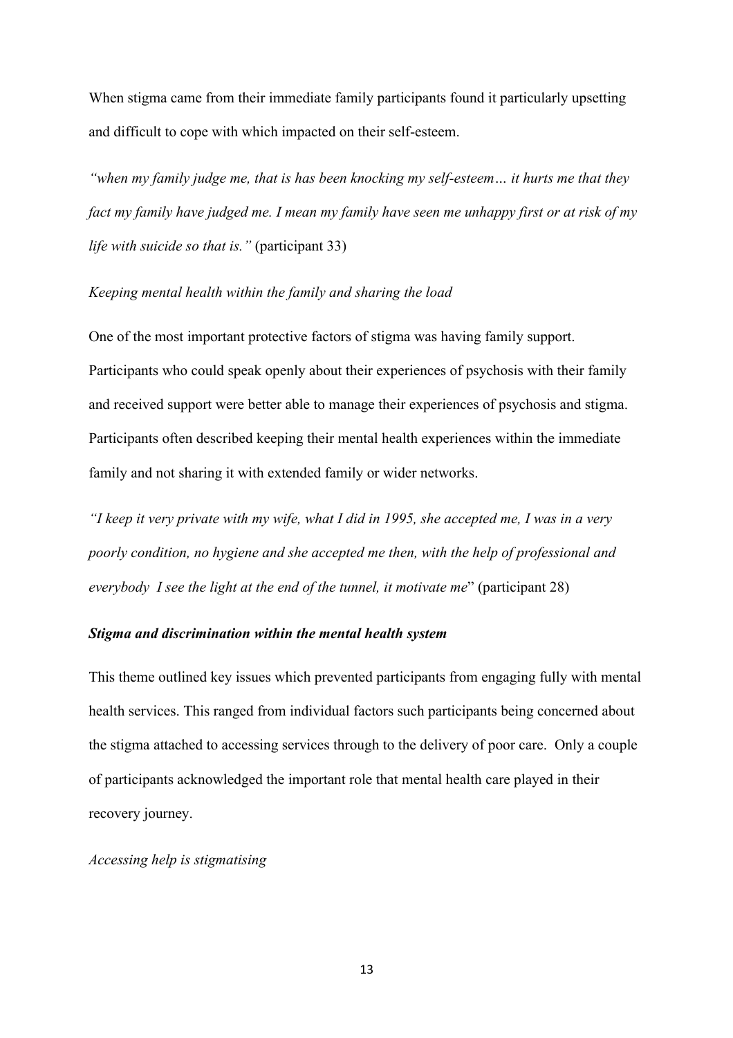When stigma came from their immediate family participants found it particularly upsetting and difficult to cope with which impacted on their self-esteem.

*"when my family judge me, that is has been knocking my self-esteem… it hurts me that they fact my family have judged me. I mean my family have seen me unhappy first or at risk of my life with suicide so that is."* (participant 33)

*Keeping mental health within the family and sharing the load*

One of the most important protective factors of stigma was having family support. Participants who could speak openly about their experiences of psychosis with their family and received support were better able to manage their experiences of psychosis and stigma. Participants often described keeping their mental health experiences within the immediate family and not sharing it with extended family or wider networks.

*"I keep it very private with my wife, what I did in 1995, she accepted me, I was in a very poorly condition, no hygiene and she accepted me then, with the help of professional and everybody I see the light at the end of the tunnel, it motivate me*" (participant 28)

***Stigma and discrimination within the mental health system***

This theme outlined key issues which prevented participants from engaging fully with mental health services. This ranged from individual factors such participants being concerned about the stigma attached to accessing services through to the delivery of poor care. Only a couple of participants acknowledged the important role that mental health care played in their recovery journey.

*Accessing help is stigmatising*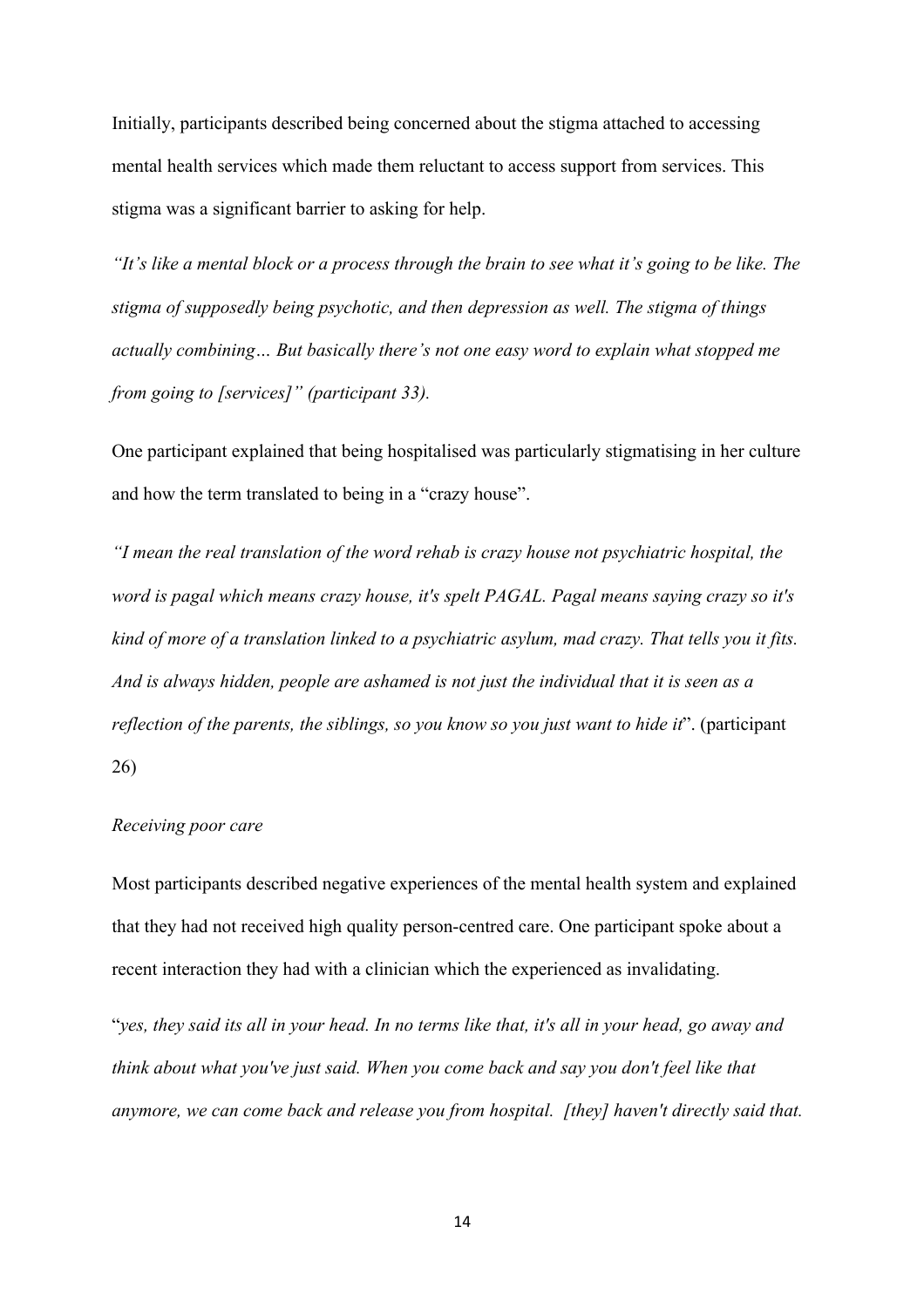Initially, participants described being concerned about the stigma attached to accessing mental health services which made them reluctant to access support from services. This stigma was a significant barrier to asking for help.

*"It's like a mental block or a process through the brain to see what it's going to be like. The stigma of supposedly being psychotic, and then depression as well. The stigma of things actually combining… But basically there's not one easy word to explain what stopped me from going to [services]" (participant 33).*

One participant explained that being hospitalised was particularly stigmatising in her culture and how the term translated to being in a "crazy house".

*"I mean the real translation of the word rehab is crazy house not psychiatric hospital, the word is pagal which means crazy house, it's spelt PAGAL. Pagal means saying crazy so it's kind of more of a translation linked to a psychiatric asylum, mad crazy. That tells you it fits. And is always hidden, people are ashamed is not just the individual that it is seen as a reflection of the parents, the siblings, so you know so you just want to hide it*". (participant 26)

*Receiving poor care*

Most participants described negative experiences of the mental health system and explained that they had not received high quality person-centred care. One participant spoke about a recent interaction they had with a clinician which the experienced as invalidating.

"*yes, they said its all in your head. In no terms like that, it's all in your head, go away and think about what you've just said. When you come back and say you don't feel like that anymore, we can come back and release you from hospital. [they] haven't directly said that.*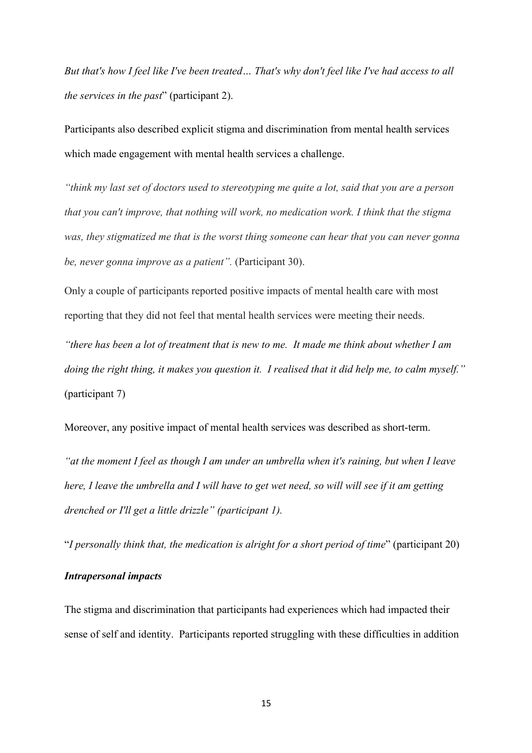*But that's how I feel like I've been treated… That's why don't feel like I've had access to all the services in the past*" (participant 2).

Participants also described explicit stigma and discrimination from mental health services which made engagement with mental health services a challenge.

*"think my last set of doctors used to stereotyping me quite a lot, said that you are a person that you can't improve, that nothing will work, no medication work. I think that the stigma was, they stigmatized me that is the worst thing someone can hear that you can never gonna be, never gonna improve as a patient".* (Participant 30).

Only a couple of participants reported positive impacts of mental health care with most reporting that they did not feel that mental health services were meeting their needs.

*"there has been a lot of treatment that is new to me. It made me think about whether I am doing the right thing, it makes you question it. I realised that it did help me, to calm myself."* (participant 7)

Moreover, any positive impact of mental health services was described as short-term.

*"at the moment I feel as though I am under an umbrella when it's raining, but when I leave here, I leave the umbrella and I will have to get wet need, so will will see if it am getting drenched or I'll get a little drizzle" (participant 1).*

"*I personally think that, the medication is alright for a short period of time*" (participant 20)

***Intrapersonal impacts***

The stigma and discrimination that participants had experiences which had impacted their sense of self and identity. Participants reported struggling with these difficulties in addition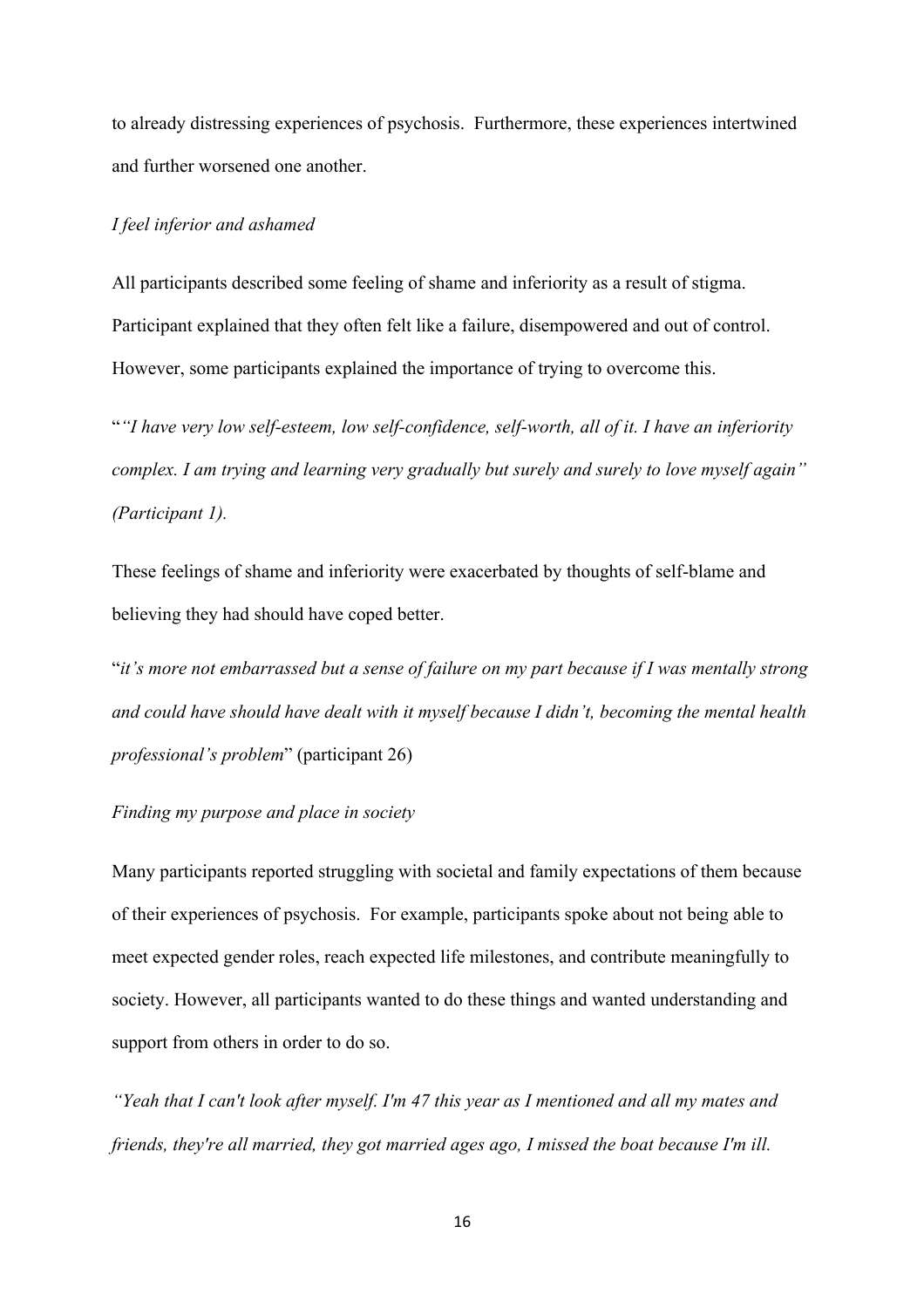to already distressing experiences of psychosis. Furthermore, these experiences intertwined and further worsened one another.

*I feel inferior and ashamed*

All participants described some feeling of shame and inferiority as a result of stigma. Participant explained that they often felt like a failure, disempowered and out of control. However, some participants explained the importance of trying to overcome this.

"*"I have very low self-esteem, low self-confidence, self-worth, all of it. I have an inferiority complex. I am trying and learning very gradually but surely and surely to love myself again" (Participant 1).*

These feelings of shame and inferiority were exacerbated by thoughts of self-blame and believing they had should have coped better.

"*it's more not embarrassed but a sense of failure on my part because if I was mentally strong and could have should have dealt with it myself because I didn't, becoming the mental health professional's problem*" (participant 26)

*Finding my purpose and place in society*

Many participants reported struggling with societal and family expectations of them because of their experiences of psychosis. For example, participants spoke about not being able to meet expected gender roles, reach expected life milestones, and contribute meaningfully to society. However, all participants wanted to do these things and wanted understanding and support from others in order to do so.

*"Yeah that I can't look after myself. I'm 47 this year as I mentioned and all my mates and friends, they're all married, they got married ages ago, I missed the boat because I'm ill.*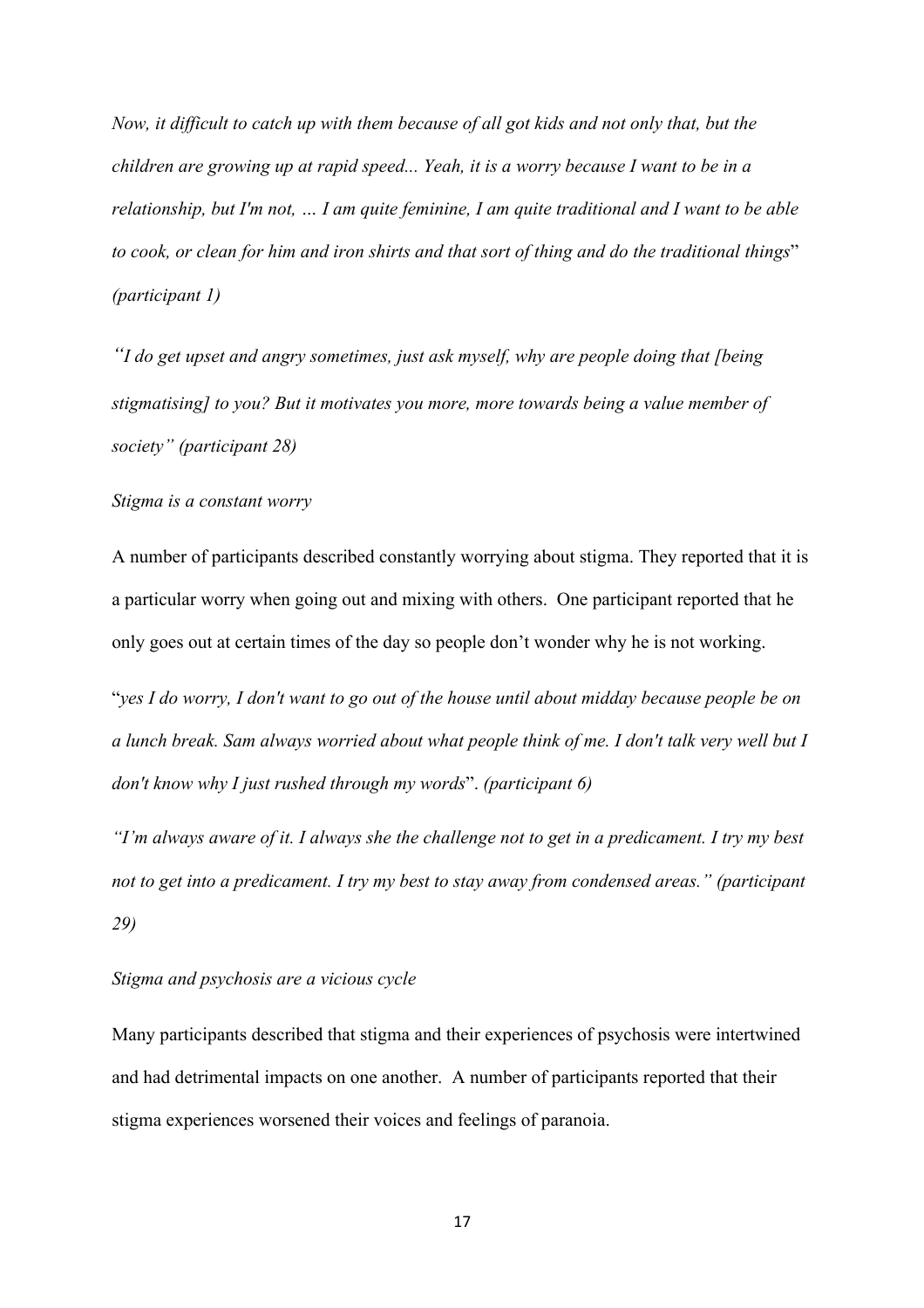*Now, it difficult to catch up with them because of all got kids and not only that, but the children are growing up at rapid speed... Yeah, it is a worry because I want to be in a relationship, but I'm not, … I am quite feminine, I am quite traditional and I want to be able to cook, or clean for him and iron shirts and that sort of thing and do the traditional things*" *(participant 1)*

*"I do get upset and angry sometimes, just ask myself, why are people doing that [being stigmatising] to you? But it motivates you more, more towards being a value member of society" (participant 28)*

*Stigma is a constant worry*

A number of participants described constantly worrying about stigma. They reported that it is a particular worry when going out and mixing with others. One participant reported that he only goes out at certain times of the day so people don't wonder why he is not working.

"*yes I do worry, I don't want to go out of the house until about midday because people be on a lunch break. Sam always worried about what people think of me. I don't talk very well but I don't know why I just rushed through my words*". *(participant 6)*

*"I'm always aware of it. I always she the challenge not to get in a predicament. I try my best not to get into a predicament. I try my best to stay away from condensed areas." (participant 29)*

*Stigma and psychosis are a vicious cycle*

Many participants described that stigma and their experiences of psychosis were intertwined and had detrimental impacts on one another. A number of participants reported that their stigma experiences worsened their voices and feelings of paranoia.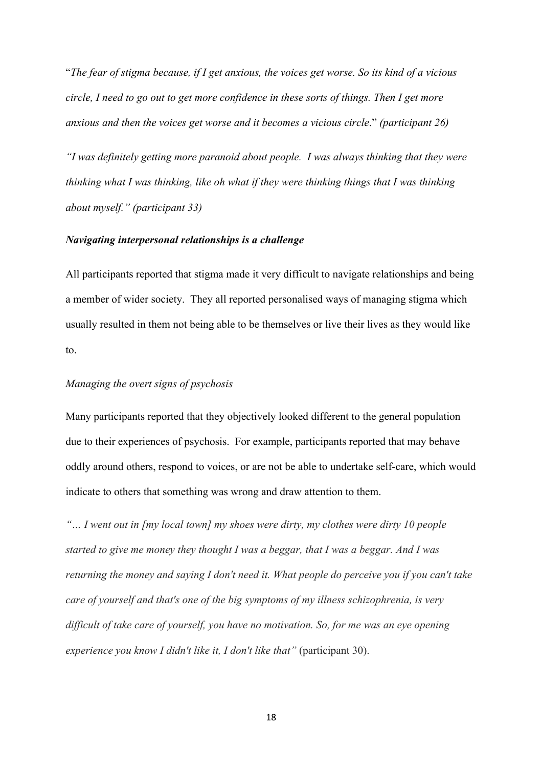"*The fear of stigma because, if I get anxious, the voices get worse. So its kind of a vicious circle, I need to go out to get more confidence in these sorts of things. Then I get more anxious and then the voices get worse and it becomes a vicious circle*." *(participant 26)*

*"I was definitely getting more paranoid about people. I was always thinking that they were thinking what I was thinking, like oh what if they were thinking things that I was thinking about myself." (participant 33)*

***Navigating interpersonal relationships is a challenge***

All participants reported that stigma made it very difficult to navigate relationships and being a member of wider society. They all reported personalised ways of managing stigma which usually resulted in them not being able to be themselves or live their lives as they would like to.

*Managing the overt signs of psychosis*

Many participants reported that they objectively looked different to the general population due to their experiences of psychosis. For example, participants reported that may behave oddly around others, respond to voices, or are not be able to undertake self-care, which would indicate to others that something was wrong and draw attention to them.

*"… I went out in [my local town] my shoes were dirty, my clothes were dirty 10 people started to give me money they thought I was a beggar, that I was a beggar. And I was returning the money and saying I don't need it. What people do perceive you if you can't take care of yourself and that's one of the big symptoms of my illness schizophrenia, is very difficult of take care of yourself, you have no motivation. So, for me was an eye opening experience you know I didn't like it, I don't like that"* (participant 30).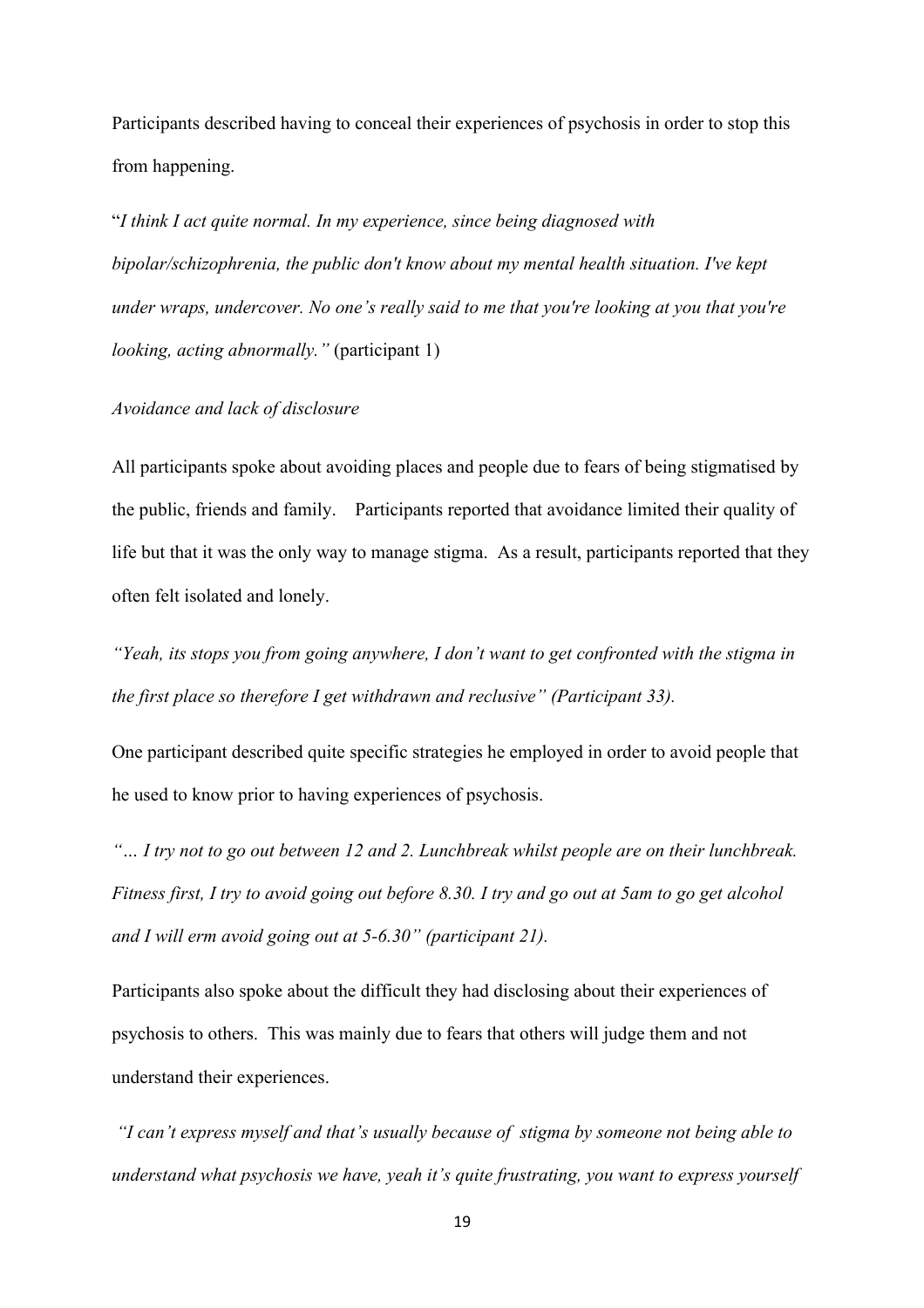Participants described having to conceal their experiences of psychosis in order to stop this from happening.

"*I think I act quite normal. In my experience, since being diagnosed with bipolar/schizophrenia, the public don't know about my mental health situation. I've kept under wraps, undercover. No one's really said to me that you're looking at you that you're looking, acting abnormally."* (participant 1)

*Avoidance and lack of disclosure*

All participants spoke about avoiding places and people due to fears of being stigmatised by the public, friends and family. Participants reported that avoidance limited their quality of life but that it was the only way to manage stigma. As a result, participants reported that they often felt isolated and lonely.

*"Yeah, its stops you from going anywhere, I don't want to get confronted with the stigma in the first place so therefore I get withdrawn and reclusive" (Participant 33).*

One participant described quite specific strategies he employed in order to avoid people that he used to know prior to having experiences of psychosis.

*"… I try not to go out between 12 and 2. Lunchbreak whilst people are on their lunchbreak. Fitness first, I try to avoid going out before 8.30. I try and go out at 5am to go get alcohol and I will erm avoid going out at 5-6.30" (participant 21).*

Participants also spoke about the difficult they had disclosing about their experiences of psychosis to others. This was mainly due to fears that others will judge them and not understand their experiences.

*"I can't express myself and that's usually because of stigma by someone not being able to understand what psychosis we have, yeah it's quite frustrating, you want to express yourself*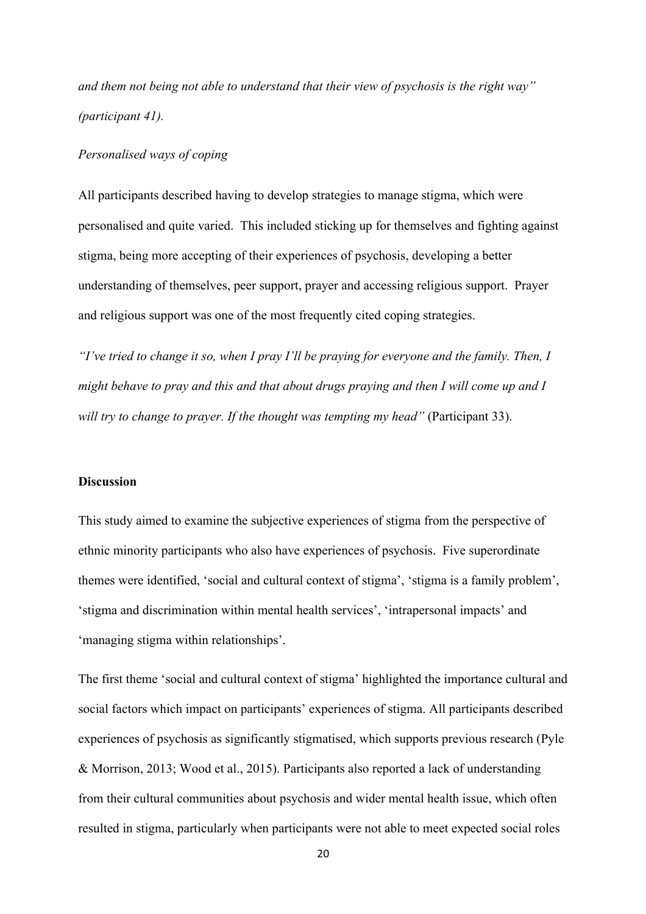*and them not being not able to understand that their view of psychosis is the right way" (participant 41).*

*Personalised ways of coping*

All participants described having to develop strategies to manage stigma, which were personalised and quite varied. This included sticking up for themselves and fighting against stigma, being more accepting of their experiences of psychosis, developing a better understanding of themselves, peer support, prayer and accessing religious support. Prayer and religious support was one of the most frequently cited coping strategies.

*"I've tried to change it so, when I pray I'll be praying for everyone and the family. Then, I might behave to pray and this and that about drugs praying and then I will come up and I will try to change to prayer. If the thought was tempting my head"* (Participant 33).

**Discussion**

This study aimed to examine the subjective experiences of stigma from the perspective of ethnic minority participants who also have experiences of psychosis. Five superordinate themes were identified, 'social and cultural context of stigma', 'stigma is a family problem', 'stigma and discrimination within mental health services', 'intrapersonal impacts' and 'managing stigma within relationships'.

The first theme 'social and cultural context of stigma' highlighted the importance cultural and social factors which impact on participants' experiences of stigma. All participants described experiences of psychosis as significantly stigmatised, which supports previous research (Pyle & Morrison, 2013; Wood et al., 2015). Participants also reported a lack of understanding from their cultural communities about psychosis and wider mental health issue, which often resulted in stigma, particularly when participants were not able to meet expected social roles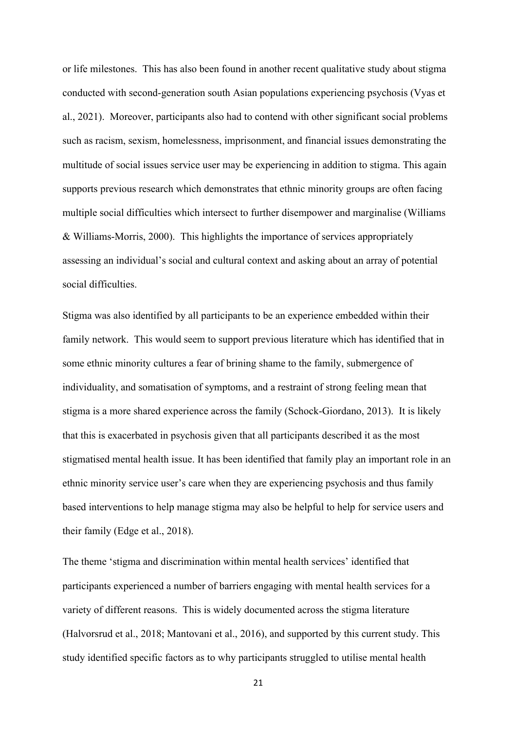or life milestones. This has also been found in another recent qualitative study about stigma conducted with second-generation south Asian populations experiencing psychosis (Vyas et al., 2021). Moreover, participants also had to contend with other significant social problems such as racism, sexism, homelessness, imprisonment, and financial issues demonstrating the multitude of social issues service user may be experiencing in addition to stigma. This again supports previous research which demonstrates that ethnic minority groups are often facing multiple social difficulties which intersect to further disempower and marginalise (Williams & Williams-Morris, 2000). This highlights the importance of services appropriately assessing an individual's social and cultural context and asking about an array of potential social difficulties.

Stigma was also identified by all participants to be an experience embedded within their family network. This would seem to support previous literature which has identified that in some ethnic minority cultures a fear of brining shame to the family, submergence of individuality, and somatisation of symptoms, and a restraint of strong feeling mean that stigma is a more shared experience across the family (Schock-Giordano, 2013). It is likely that this is exacerbated in psychosis given that all participants described it as the most stigmatised mental health issue. It has been identified that family play an important role in an ethnic minority service user's care when they are experiencing psychosis and thus family based interventions to help manage stigma may also be helpful to help for service users and their family (Edge et al., 2018).

The theme 'stigma and discrimination within mental health services' identified that participants experienced a number of barriers engaging with mental health services for a variety of different reasons. This is widely documented across the stigma literature (Halvorsrud et al., 2018; Mantovani et al., 2016), and supported by this current study. This study identified specific factors as to why participants struggled to utilise mental health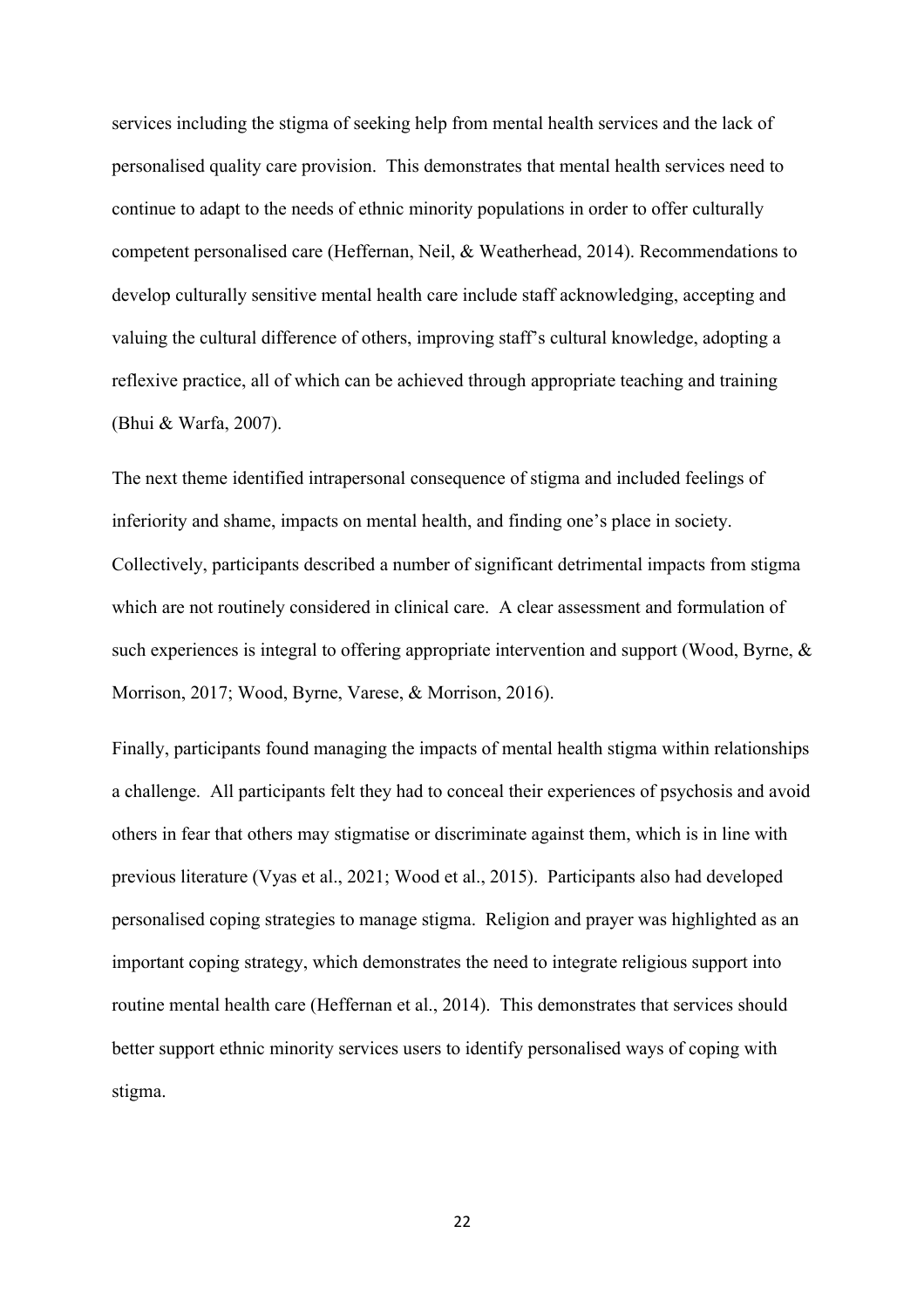services including the stigma of seeking help from mental health services and the lack of personalised quality care provision. This demonstrates that mental health services need to continue to adapt to the needs of ethnic minority populations in order to offer culturally competent personalised care (Heffernan, Neil, & Weatherhead, 2014). Recommendations to develop culturally sensitive mental health care include staff acknowledging, accepting and valuing the cultural difference of others, improving staff's cultural knowledge, adopting a reflexive practice, all of which can be achieved through appropriate teaching and training (Bhui & Warfa, 2007).

The next theme identified intrapersonal consequence of stigma and included feelings of inferiority and shame, impacts on mental health, and finding one's place in society. Collectively, participants described a number of significant detrimental impacts from stigma which are not routinely considered in clinical care. A clear assessment and formulation of such experiences is integral to offering appropriate intervention and support (Wood, Byrne, & Morrison, 2017; Wood, Byrne, Varese, & Morrison, 2016).

Finally, participants found managing the impacts of mental health stigma within relationships a challenge. All participants felt they had to conceal their experiences of psychosis and avoid others in fear that others may stigmatise or discriminate against them, which is in line with previous literature (Vyas et al., 2021; Wood et al., 2015). Participants also had developed personalised coping strategies to manage stigma. Religion and prayer was highlighted as an important coping strategy, which demonstrates the need to integrate religious support into routine mental health care (Heffernan et al., 2014). This demonstrates that services should better support ethnic minority services users to identify personalised ways of coping with stigma.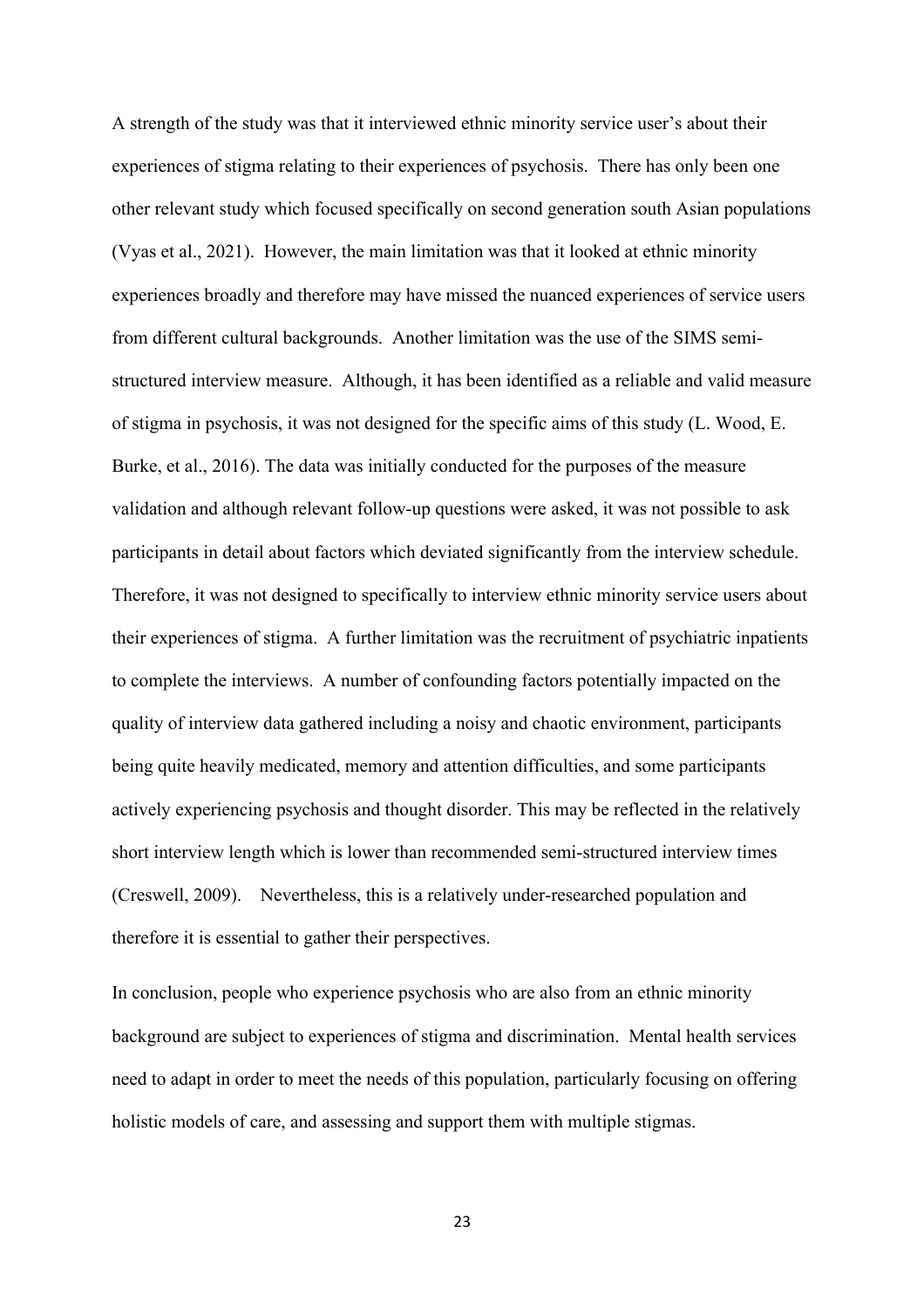A strength of the study was that it interviewed ethnic minority service user's about their experiences of stigma relating to their experiences of psychosis. There has only been one other relevant study which focused specifically on second generation south Asian populations (Vyas et al., 2021). However, the main limitation was that it looked at ethnic minority experiences broadly and therefore may have missed the nuanced experiences of service users from different cultural backgrounds. Another limitation was the use of the SIMS semi-structured interview measure. Although, it has been identified as a reliable and valid measure of stigma in psychosis, it was not designed for the specific aims of this study (L. Wood, E. Burke, et al., 2016). The data was initially conducted for the purposes of the measure validation and although relevant follow-up questions were asked, it was not possible to ask participants in detail about factors which deviated significantly from the interview schedule. Therefore, it was not designed to specifically to interview ethnic minority service users about their experiences of stigma. A further limitation was the recruitment of psychiatric inpatients to complete the interviews. A number of confounding factors potentially impacted on the quality of interview data gathered including a noisy and chaotic environment, participants being quite heavily medicated, memory and attention difficulties, and some participants actively experiencing psychosis and thought disorder. This may be reflected in the relatively short interview length which is lower than recommended semi-structured interview times (Creswell, 2009). Nevertheless, this is a relatively under-researched population and therefore it is essential to gather their perspectives.

In conclusion, people who experience psychosis who are also from an ethnic minority background are subject to experiences of stigma and discrimination. Mental health services need to adapt in order to meet the needs of this population, particularly focusing on offering holistic models of care, and assessing and support them with multiple stigmas.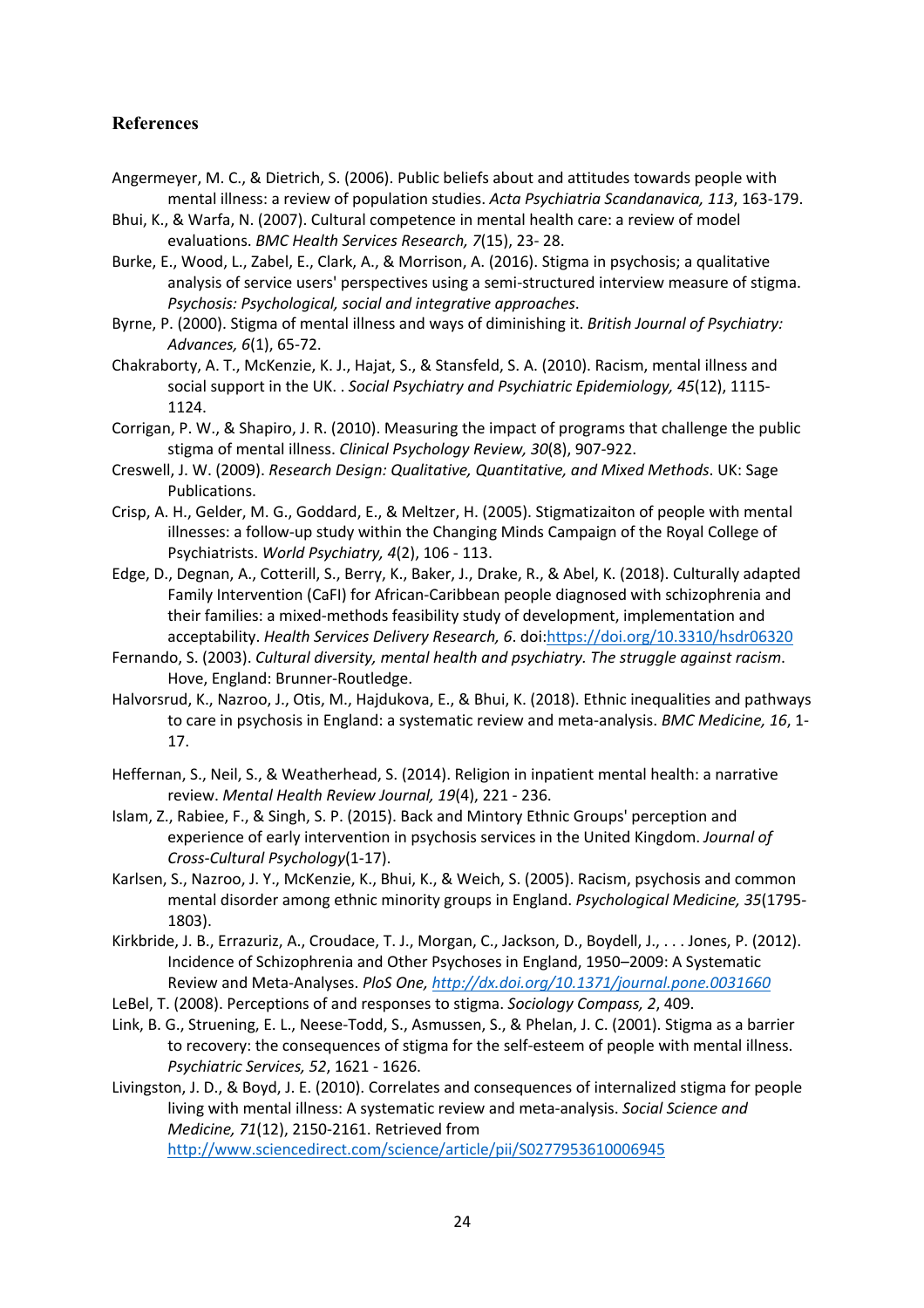### References

Angermeyer, M. C., & Dietrich, S. (2006). Public beliefs about and attitudes towards people with mental illness: a review of population studies. *Acta Psychiatria Scandanavica, 113*, 163-179.

Bhui, K., & Warfa, N. (2007). Cultural competence in mental health care: a review of model evaluations. *BMC Health Services Research, 7*(15), 23- 28.

Burke, E., Wood, L., Zabel, E., Clark, A., & Morrison, A. (2016). Stigma in psychosis; a qualitative analysis of service users' perspectives using a semi-structured interview measure of stigma. *Psychosis: Psychological, social and integrative approaches*.

Byrne, P. (2000). Stigma of mental illness and ways of diminishing it. *British Journal of Psychiatry: Advances, 6*(1), 65-72.

Chakraborty, A. T., McKenzie, K. J., Hajat, S., & Stansfeld, S. A. (2010). Racism, mental illness and social support in the UK. . *Social Psychiatry and Psychiatric Epidemiology, 45*(12), 1115-1124.

Corrigan, P. W., & Shapiro, J. R. (2010). Measuring the impact of programs that challenge the public stigma of mental illness. *Clinical Psychology Review, 30*(8), 907-922.

Creswell, J. W. (2009). *Research Design: Qualitative, Quantitative, and Mixed Methods*. UK: Sage Publications.

Crisp, A. H., Gelder, M. G., Goddard, E., & Meltzer, H. (2005). Stigmatizaiton of people with mental illnesses: a follow-up study within the Changing Minds Campaign of the Royal College of Psychiatrists. *World Psychiatry, 4*(2), 106 - 113.

Edge, D., Degnan, A., Cotterill, S., Berry, K., Baker, J., Drake, R., & Abel, K. (2018). Culturally adapted Family Intervention (CaFI) for African-Caribbean people diagnosed with schizophrenia and their families: a mixed-methods feasibility study of development, implementation and acceptability. *Health Services Delivery Research, 6*. doi:https://doi.org/10.3310/hsdr06320

Fernando, S. (2003). *Cultural diversity, mental health and psychiatry. The struggle against racism*. Hove, England: Brunner-Routledge.

Halvorsrud, K., Nazroo, J., Otis, M., Hajdukova, E., & Bhui, K. (2018). Ethnic inequalities and pathways to care in psychosis in England: a systematic review and meta-analysis. *BMC Medicine, 16*, 1-17.

Heffernan, S., Neil, S., & Weatherhead, S. (2014). Religion in inpatient mental health: a narrative review. *Mental Health Review Journal, 19*(4), 221 - 236.

Islam, Z., Rabiee, F., & Singh, S. P. (2015). Back and Mintory Ethnic Groups' perception and experience of early intervention in psychosis services in the United Kingdom. *Journal of Cross-Cultural Psychology*(1-17).

Karlsen, S., Nazroo, J. Y., McKenzie, K., Bhui, K., & Weich, S. (2005). Racism, psychosis and common mental disorder among ethnic minority groups in England. *Psychological Medicine, 35*(1795-1803).

Kirkbride, J. B., Errazuriz, A., Croudace, T. J., Morgan, C., Jackson, D., Boydell, J., . . . Jones, P. (2012). Incidence of Schizophrenia and Other Psychoses in England, 1950–2009: A Systematic Review and Meta-Analyses. *PloS One*, *http://dx.doi.org/10.1371/journal.pone.0031660*

LeBel, T. (2008). Perceptions of and responses to stigma. *Sociology Compass, 2*, 409.

Link, B. G., Struening, E. L., Neese-Todd, S., Asmussen, S., & Phelan, J. C. (2001). Stigma as a barrier to recovery: the consequences of stigma for the self-esteem of people with mental illness. *Psychiatric Services, 52*, 1621 - 1626.

Livingston, J. D., & Boyd, J. E. (2010). Correlates and consequences of internalized stigma for people living with mental illness: A systematic review and meta-analysis. *Social Science and Medicine, 71*(12), 2150-2161. Retrieved from http://www.sciencedirect.com/science/article/pii/S0277953610006945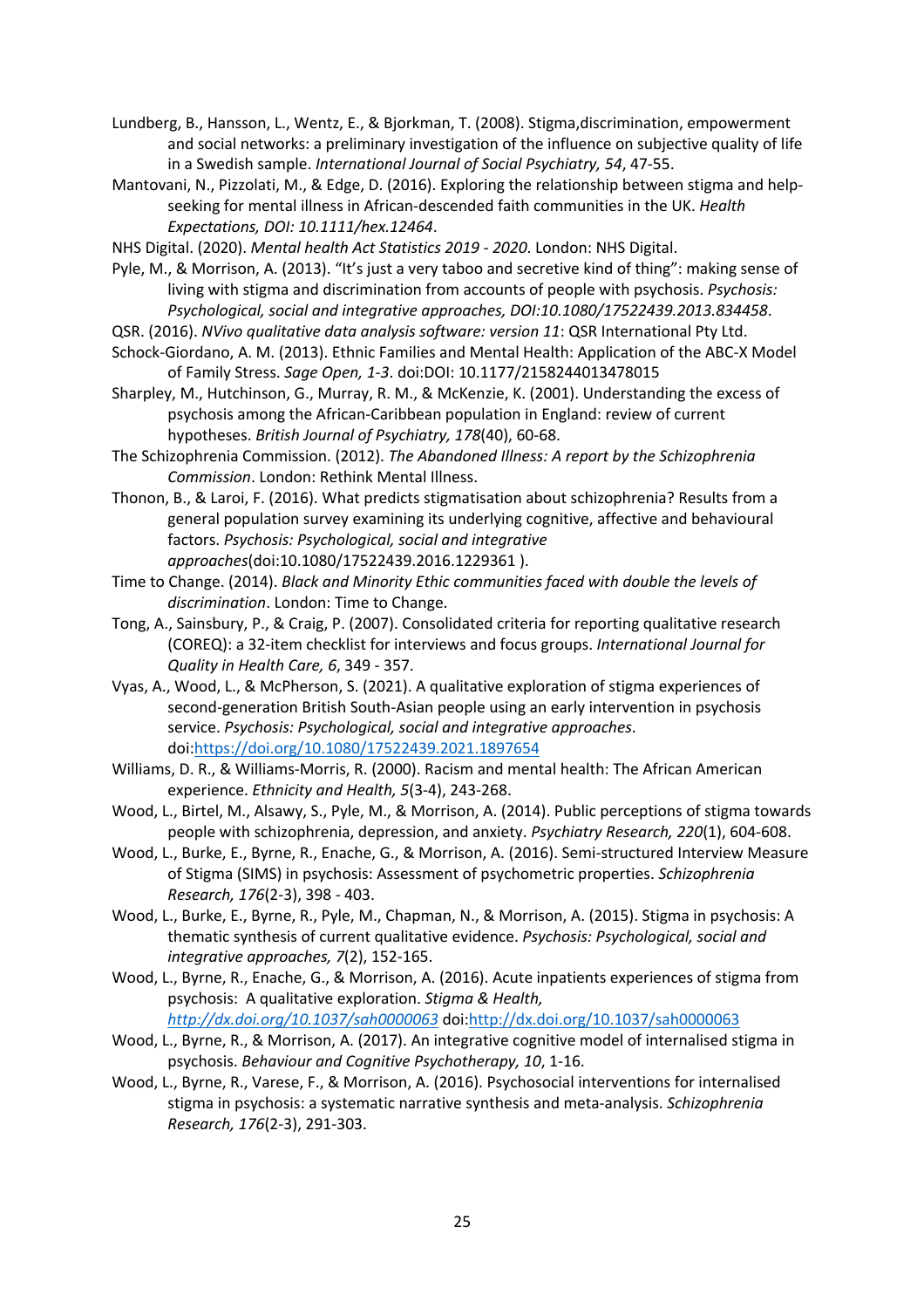Lundberg, B., Hansson, L., Wentz, E., & Bjorkman, T. (2008). Stigma,discrimination, empowerment and social networks: a preliminary investigation of the influence on subjective quality of life in a Swedish sample. *International Journal of Social Psychiatry, 54*, 47-55.

Mantovani, N., Pizzolati, M., & Edge, D. (2016). Exploring the relationship between stigma and help-seeking for mental illness in African-descended faith communities in the UK. *Health Expectations, DOI: 10.1111/hex.12464*.

NHS Digital. (2020). *Mental health Act Statistics 2019 - 2020*. London: NHS Digital.

Pyle, M., & Morrison, A. (2013). "It's just a very taboo and secretive kind of thing": making sense of living with stigma and discrimination from accounts of people with psychosis. *Psychosis: Psychological, social and integrative approaches, DOI:10.1080/17522439.2013.834458*.

QSR. (2016). *NVivo qualitative data analysis software: version 11*: QSR International Pty Ltd.

Schock-Giordano, A. M. (2013). Ethnic Families and Mental Health: Application of the ABC-X Model of Family Stress. *Sage Open, 1-3*. doi:DOI: 10.1177/2158244013478015

Sharpley, M., Hutchinson, G., Murray, R. M., & McKenzie, K. (2001). Understanding the excess of psychosis among the African-Caribbean population in England: review of current hypotheses. *British Journal of Psychiatry, 178*(40), 60-68.

The Schizophrenia Commission. (2012). *The Abandoned Illness: A report by the Schizophrenia Commission*. London: Rethink Mental Illness.

Thonon, B., & Laroi, F. (2016). What predicts stigmatisation about schizophrenia? Results from a general population survey examining its underlying cognitive, affective and behavioural factors. *Psychosis: Psychological, social and integrative approaches*(doi:10.1080/17522439.2016.1229361 ).

Time to Change. (2014). *Black and Minority Ethic communities faced with double the levels of discrimination*. London: Time to Change.

Tong, A., Sainsbury, P., & Craig, P. (2007). Consolidated criteria for reporting qualitative research (COREQ): a 32-item checklist for interviews and focus groups. *International Journal for Quality in Health Care, 6*, 349 - 357.

Vyas, A., Wood, L., & McPherson, S. (2021). A qualitative exploration of stigma experiences of second-generation British South-Asian people using an early intervention in psychosis service. *Psychosis: Psychological, social and integrative approaches*. doi:https://doi.org/10.1080/17522439.2021.1897654

Williams, D. R., & Williams-Morris, R. (2000). Racism and mental health: The African American experience. *Ethnicity and Health, 5*(3-4), 243-268.

Wood, L., Birtel, M., Alsawy, S., Pyle, M., & Morrison, A. (2014). Public perceptions of stigma towards people with schizophrenia, depression, and anxiety. *Psychiatry Research, 220*(1), 604-608.

Wood, L., Burke, E., Byrne, R., Enache, G., & Morrison, A. (2016). Semi-structured Interview Measure of Stigma (SIMS) in psychosis: Assessment of psychometric properties. *Schizophrenia Research, 176*(2-3), 398 - 403.

Wood, L., Burke, E., Byrne, R., Pyle, M., Chapman, N., & Morrison, A. (2015). Stigma in psychosis: A thematic synthesis of current qualitative evidence. *Psychosis: Psychological, social and integrative approaches, 7*(2), 152-165.

Wood, L., Byrne, R., Enache, G., & Morrison, A. (2016). Acute inpatients experiences of stigma from psychosis: A qualitative exploration. *Stigma & Health, http://dx.doi.org/10.1037/sah0000063* doi:http://dx.doi.org/10.1037/sah0000063

Wood, L., Byrne, R., & Morrison, A. (2017). An integrative cognitive model of internalised stigma in psychosis. *Behaviour and Cognitive Psychotherapy, 10*, 1-16.

Wood, L., Byrne, R., Varese, F., & Morrison, A. (2016). Psychosocial interventions for internalised stigma in psychosis: a systematic narrative synthesis and meta-analysis. *Schizophrenia Research, 176*(2-3), 291-303.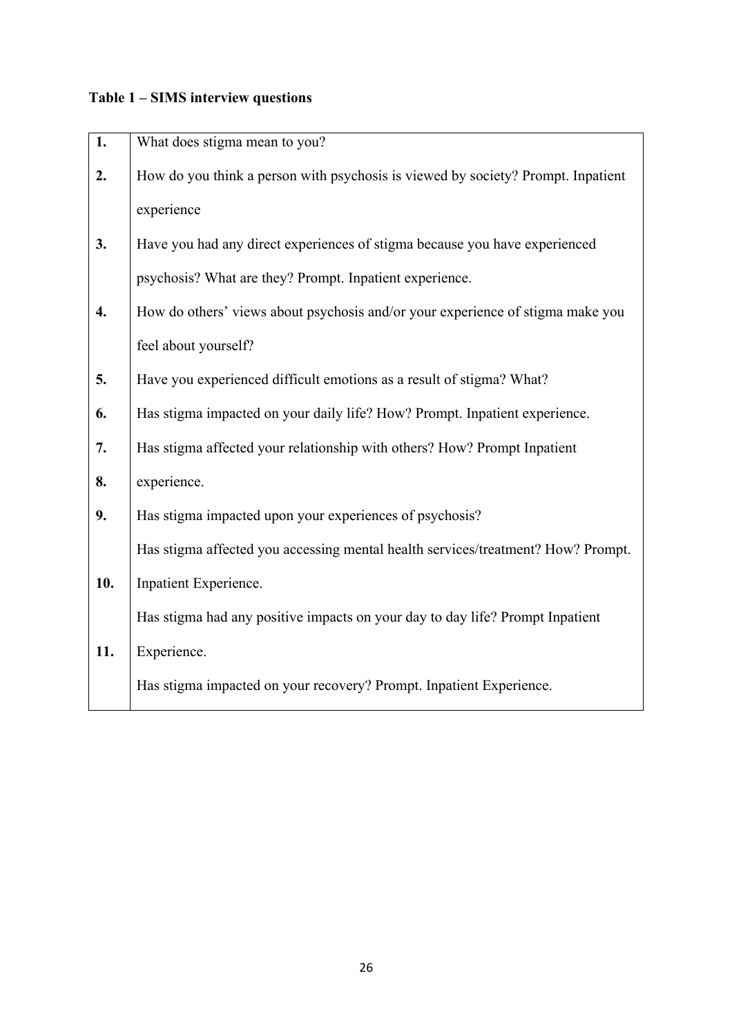**Table 1 – SIMS interview questions**

| | |
|---|---|
| **1.** | What does stigma mean to you? |
| **2.** | How do you think a person with psychosis is viewed by society? Prompt. Inpatient experience |
| **3.** | Have you had any direct experiences of stigma because you have experienced psychosis? What are they? Prompt. Inpatient experience. |
| **4.** | How do others' views about psychosis and/or your experience of stigma make you feel about yourself? |
| **5.** | Have you experienced difficult emotions as a result of stigma? What? |
| **6.** | Has stigma impacted on your daily life? How? Prompt. Inpatient experience. |
| **7.** | Has stigma affected your relationship with others? How? Prompt Inpatient |
| **8.** | experience. |
| **9.** | Has stigma impacted upon your experiences of psychosis? |
| | Has stigma affected you accessing mental health services/treatment? How? Prompt. |
| **10.** | Inpatient Experience. |
| | Has stigma had any positive impacts on your day to day life? Prompt Inpatient |
| **11.** | Experience. |
| | Has stigma impacted on your recovery? Prompt. Inpatient Experience. |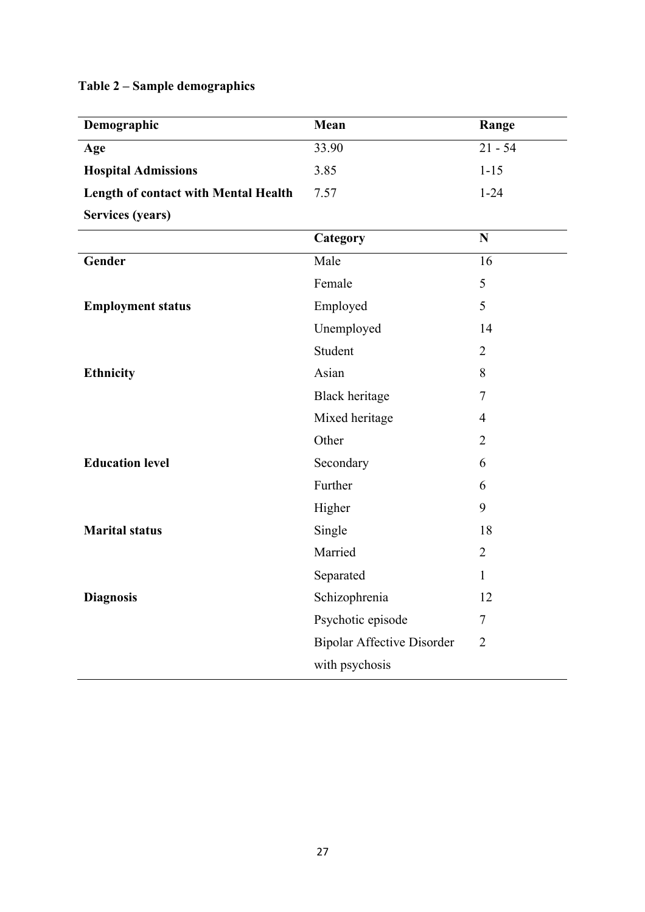**Table 2 – Sample demographics**

| Demographic | Mean | Range |
|---|---|---|
| **Age** | 33.90 | 21 - 54 |
| **Hospital Admissions** | 3.85 | 1-15 |
| **Length of contact with Mental Health Services (years)** | 7.57 | 1-24 |
| | **Category** | **N** |
| **Gender** | Male | 16 |
| | Female | 5 |
| **Employment status** | Employed | 5 |
| | Unemployed | 14 |
| | Student | 2 |
| **Ethnicity** | Asian | 8 |
| | Black heritage | 7 |
| | Mixed heritage | 4 |
| | Other | 2 |
| **Education level** | Secondary | 6 |
| | Further | 6 |
| | Higher | 9 |
| **Marital status** | Single | 18 |
| | Married | 2 |
| | Separated | 1 |
| **Diagnosis** | Schizophrenia | 12 |
| | Psychotic episode | 7 |
| | Bipolar Affective Disorder with psychosis | 2 |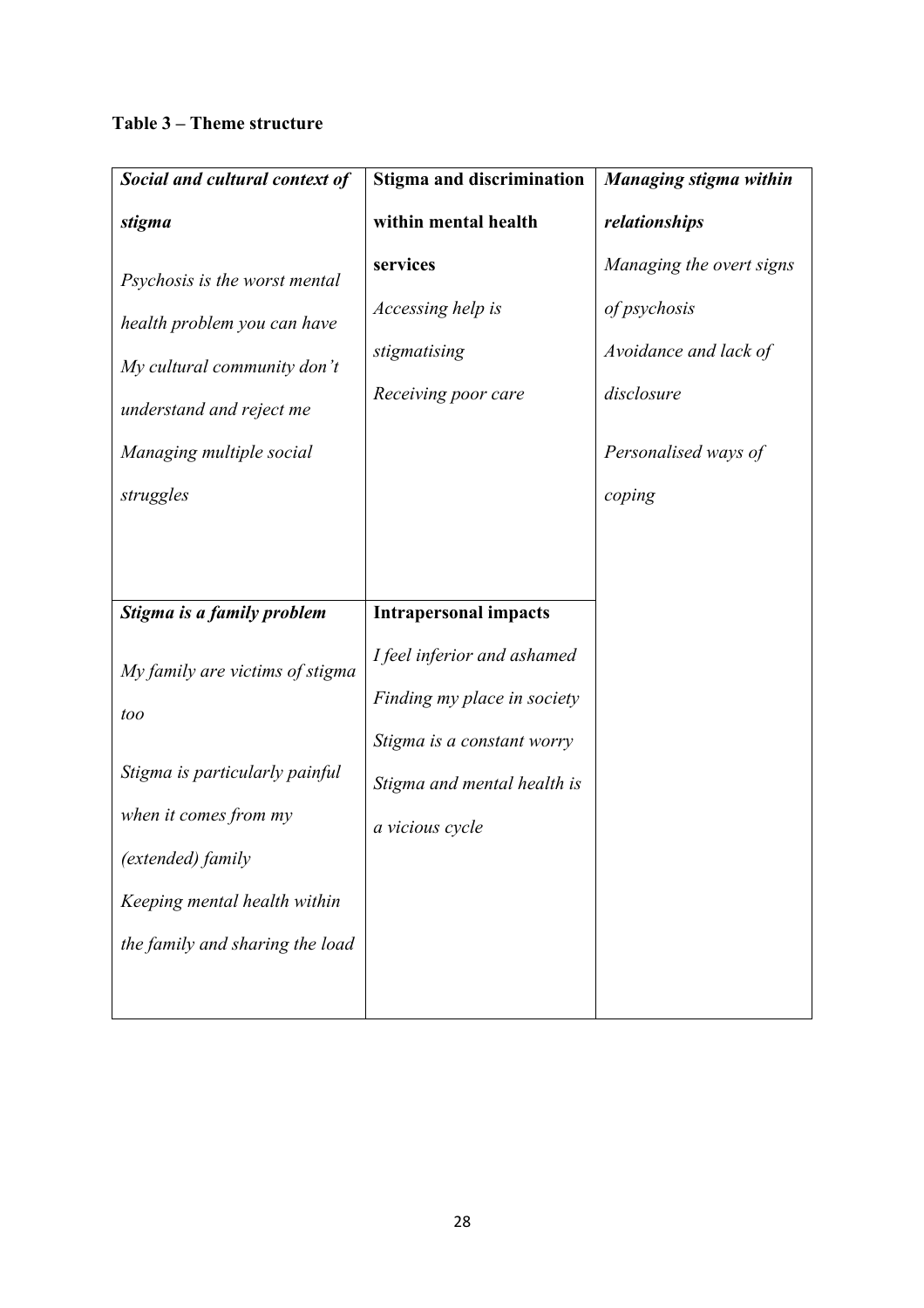**Table 3 – Theme structure**

| | | |
|---|---|---|
| ***Social and cultural context of stigma*** <br> *Psychosis is the worst mental health problem you can have* <br> *My cultural community don't understand and reject me* <br> *Managing multiple social struggles* | **Stigma and discrimination within mental health services** <br> *Accessing help is stigmatising* <br> *Receiving poor care* | ***Managing stigma within relationships*** <br> *Managing the overt signs of psychosis* <br> *Avoidance and lack of disclosure* <br> *Personalised ways of coping* |
| ***Stigma is a family problem*** <br> *My family are victims of stigma too* <br> *Stigma is particularly painful when it comes from my (extended) family* <br> *Keeping mental health within the family and sharing the load* | **Intrapersonal impacts** <br> *I feel inferior and ashamed* <br> *Finding my place in society* <br> *Stigma is a constant worry* <br> *Stigma and mental health is a vicious cycle* | |